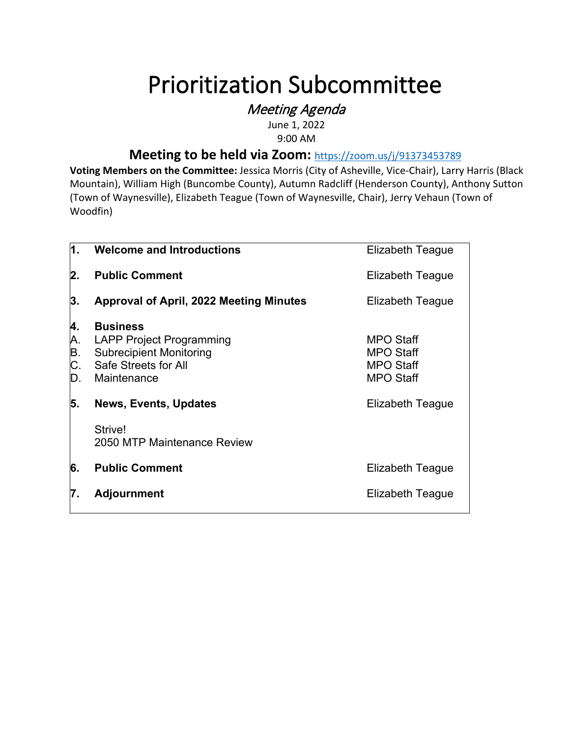# Prioritization Subcommittee

## *Meeting Agenda*

June 1, 2022
9:00 AM

### Meeting to be held via Zoom: https://zoom.us/j/91373453789

**Voting Members on the Committee:** Jessica Morris (City of Asheville, Vice-Chair), Larry Harris (Black Mountain), William High (Buncombe County), Autumn Radcliff (Henderson County), Anthony Sutton (Town of Waynesville), Elizabeth Teague (Town of Waynesville, Chair), Jerry Vehaun (Town of Woodfin)

| | | |
|---|---|---|
| **1.** | **Welcome and Introductions** | Elizabeth Teague |
| **2.** | **Public Comment** | Elizabeth Teague |
| **3.** | **Approval of April, 2022 Meeting Minutes** | Elizabeth Teague |
| **4.** | **Business** | |
| A. | LAPP Project Programming | MPO Staff |
| B. | Subrecipient Monitoring | MPO Staff |
| C. | Safe Streets for All | MPO Staff |
| D. | Maintenance | MPO Staff |
| **5.** | **News, Events, Updates** | Elizabeth Teague |
| | Strive!<br>2050 MTP Maintenance Review | |
| **6.** | **Public Comment** | Elizabeth Teague |
| **7.** | **Adjournment** | Elizabeth Teague |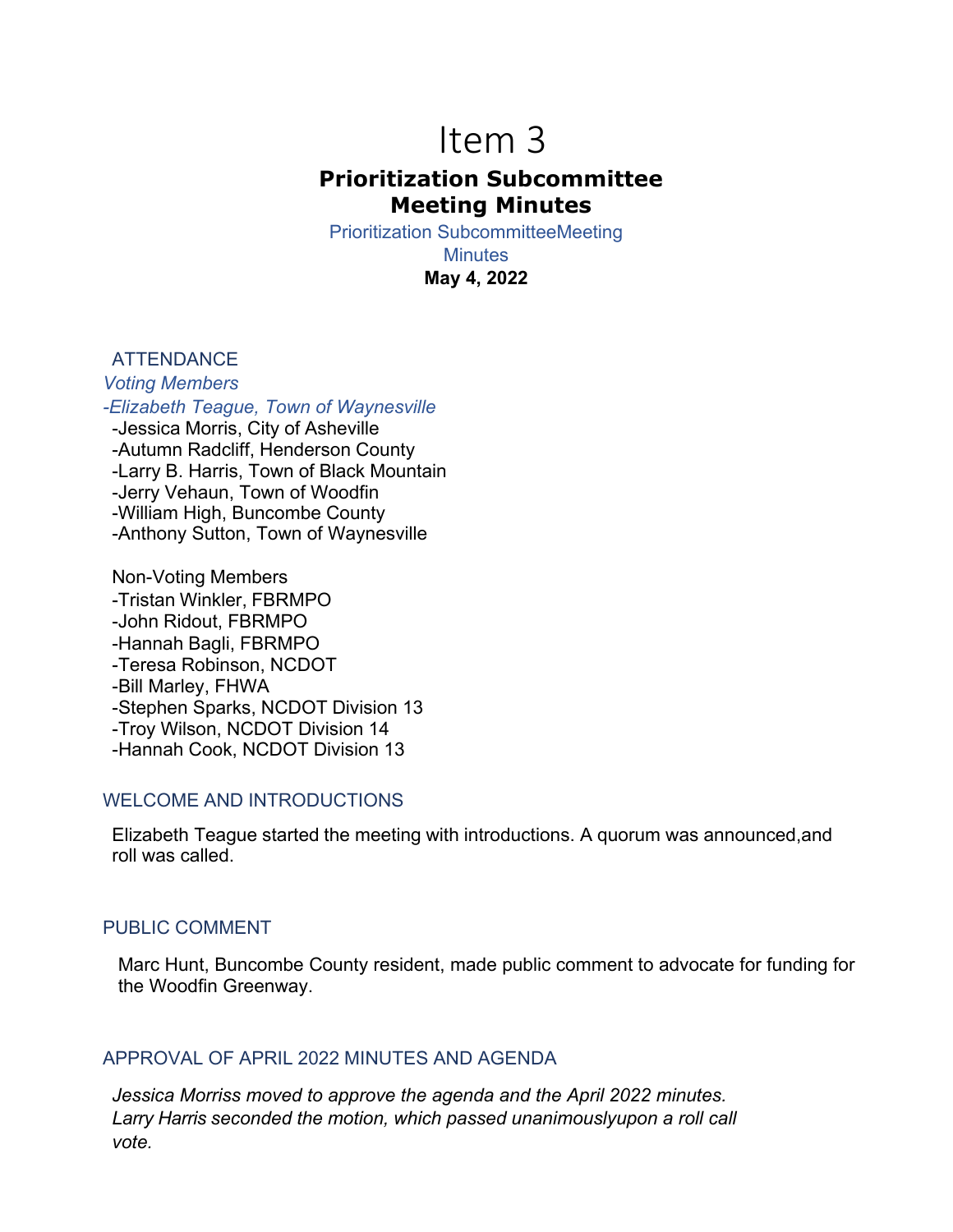# Item 3

## Prioritization Subcommittee Meeting Minutes

Prioritization SubcommitteeMeeting Minutes

**May 4, 2022**

### ATTENDANCE

*Voting Members*

*-Elizabeth Teague, Town of Waynesville*
-Jessica Morris, City of Asheville
-Autumn Radcliff, Henderson County
-Larry B. Harris, Town of Black Mountain
-Jerry Vehaun, Town of Woodfin
-William High, Buncombe County
-Anthony Sutton, Town of Waynesville

Non-Voting Members
-Tristan Winkler, FBRMPO
-John Ridout, FBRMPO
-Hannah Bagli, FBRMPO
-Teresa Robinson, NCDOT
-Bill Marley, FHWA
-Stephen Sparks, NCDOT Division 13
-Troy Wilson, NCDOT Division 14
-Hannah Cook, NCDOT Division 13

### WELCOME AND INTRODUCTIONS

Elizabeth Teague started the meeting with introductions. A quorum was announced,and roll was called.

### PUBLIC COMMENT

Marc Hunt, Buncombe County resident, made public comment to advocate for funding for the Woodfin Greenway.

### APPROVAL OF APRIL 2022 MINUTES AND AGENDA

*Jessica Morriss moved to approve the agenda and the April 2022 minutes. Larry Harris seconded the motion, which passed unanimouslyupon a roll call vote.*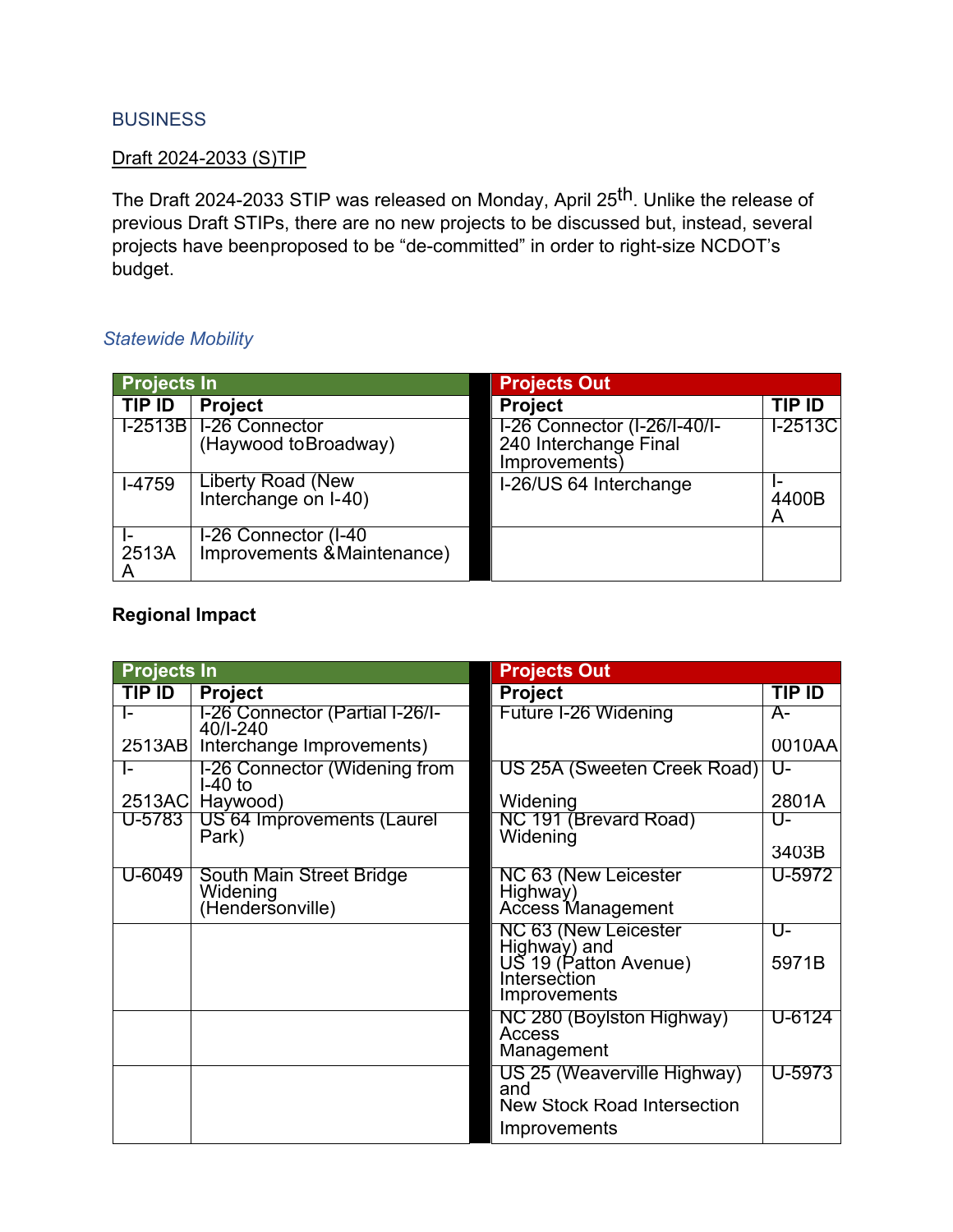## BUSINESS

Draft 2024-2033 (S)TIP

The Draft 2024-2033 STIP was released on Monday, April 25th. Unlike the release of previous Draft STIPs, there are no new projects to be discussed but, instead, several projects have beenproposed to be "de-committed" in order to right-size NCDOT's budget.

*Statewide Mobility*

| Projects In | | | Projects Out | |
|---|---|---|---|---|
| **TIP ID** | **Project** | | **Project** | **TIP ID** |
| I-2513B | I-26 Connector (Haywood toBroadway) | | I-26 Connector (I-26/I-40/I-240 Interchange Final Improvements) | I-2513C |
| I-4759 | Liberty Road (New Interchange on I-40) | | I-26/US 64 Interchange | I-4400BA |
| I-2513AA | I-26 Connector (I-40 Improvements &Maintenance) | | | |

**Regional Impact**

| Projects In | | | Projects Out | |
|---|---|---|---|---|
| **TIP ID** | **Project** | | **Project** | **TIP ID** |
| I-2513AB | I-26 Connector (Partial I-26/I-40/I-240 Interchange Improvements) | | Future I-26 Widening | A-0010AA |
| I-2513AC | I-26 Connector (Widening from I-40 to Haywood) | | US 25A (Sweeten Creek Road) Widening | U-2801A |
| U-5783 | US 64 Improvements (Laurel Park) | | NC 191 (Brevard Road) Widening | U-3403B |
| U-6049 | South Main Street Bridge Widening (Hendersonville) | | NC 63 (New Leicester Highway) Access Management | U-5972 |
| | | | NC 63 (New Leicester Highway) and US 19 (Patton Avenue) Intersection Improvements | U-5971B |
| | | | NC 280 (Boylston Highway) Access Management | U-6124 |
| | | | US 25 (Weaverville Highway) and New Stock Road Intersection Improvements | U-5973 |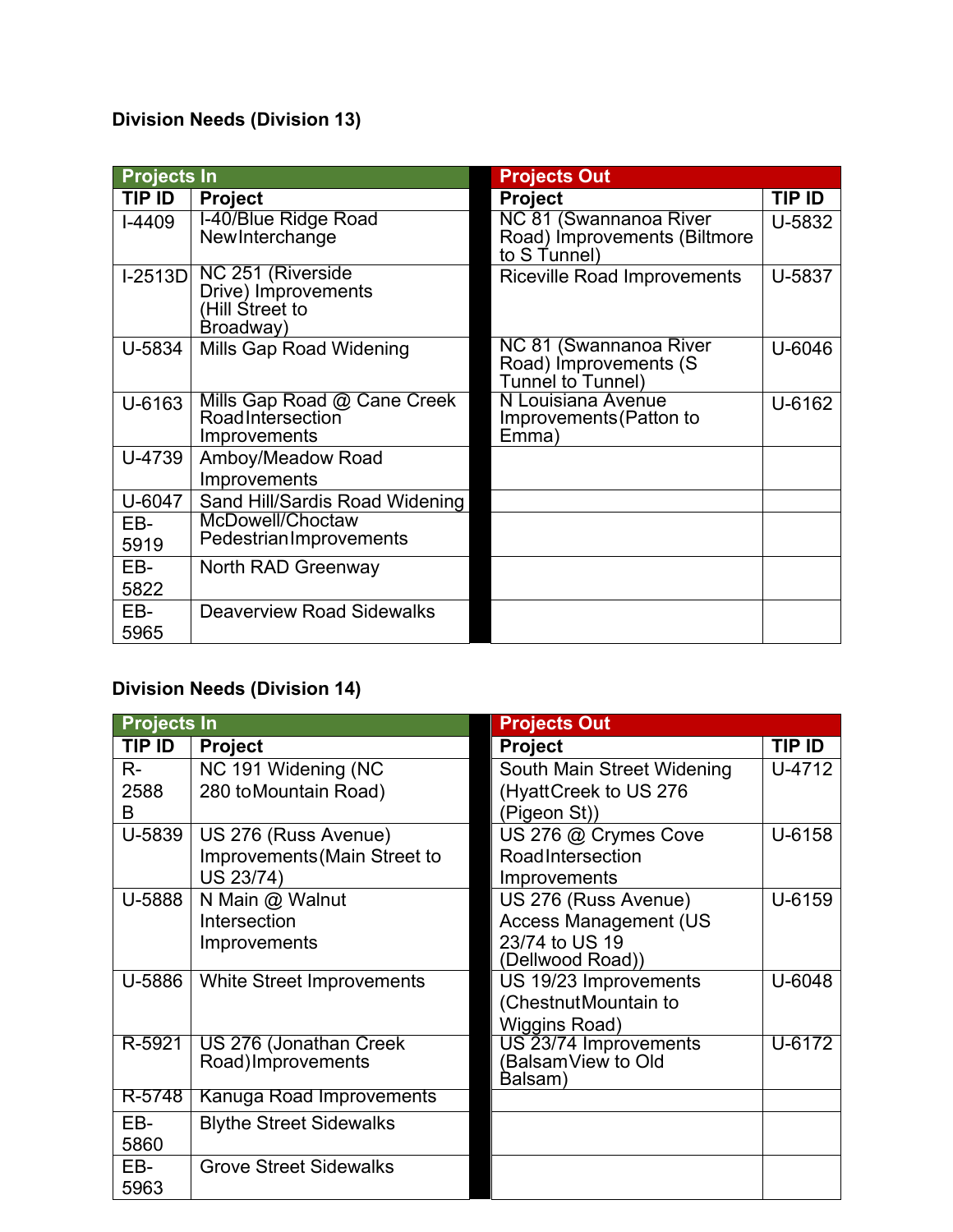**Division Needs (Division 13)**

| Projects In | | | Projects Out | |
|---|---|---|---|---|
| TIP ID | Project | | Project | TIP ID |
| I-4409 | I-40/Blue Ridge Road New Interchange | | NC 81 (Swannanoa River Road) Improvements (Biltmore to S Tunnel) | U-5832 |
| I-2513D | NC 251 (Riverside Drive) Improvements (Hill Street to Broadway) | | Riceville Road Improvements | U-5837 |
| U-5834 | Mills Gap Road Widening | | NC 81 (Swannanoa River Road) Improvements (S Tunnel to Tunnel) | U-6046 |
| U-6163 | Mills Gap Road @ Cane Creek Road Intersection Improvements | | N Louisiana Avenue Improvements (Patton to Emma) | U-6162 |
| U-4739 | Amboy/Meadow Road Improvements | | | |
| U-6047 | Sand Hill/Sardis Road Widening | | | |
| EB-5919 | McDowell/Choctaw Pedestrian Improvements | | | |
| EB-5822 | North RAD Greenway | | | |
| EB-5965 | Deaverview Road Sidewalks | | | |

**Division Needs (Division 14)**

| Projects In | | | Projects Out | |
|---|---|---|---|---|
| TIP ID | Project | | Project | TIP ID |
| R-2588 B | NC 191 Widening (NC 280 to Mountain Road) | | South Main Street Widening (Hyatt Creek to US 276 (Pigeon St)) | U-4712 |
| U-5839 | US 276 (Russ Avenue) Improvements (Main Street to US 23/74) | | US 276 @ Crymes Cove Road Intersection Improvements | U-6158 |
| U-5888 | N Main @ Walnut Intersection Improvements | | US 276 (Russ Avenue) Access Management (US 23/74 to US 19 (Dellwood Road)) | U-6159 |
| U-5886 | White Street Improvements | | US 19/23 Improvements (Chestnut Mountain to Wiggins Road) | U-6048 |
| R-5921 | US 276 (Jonathan Creek Road) Improvements | | US 23/74 Improvements (Balsam View to Old Balsam) | U-6172 |
| R-5748 | Kanuga Road Improvements | | | |
| EB-5860 | Blythe Street Sidewalks | | | |
| EB-5963 | Grove Street Sidewalks | | | |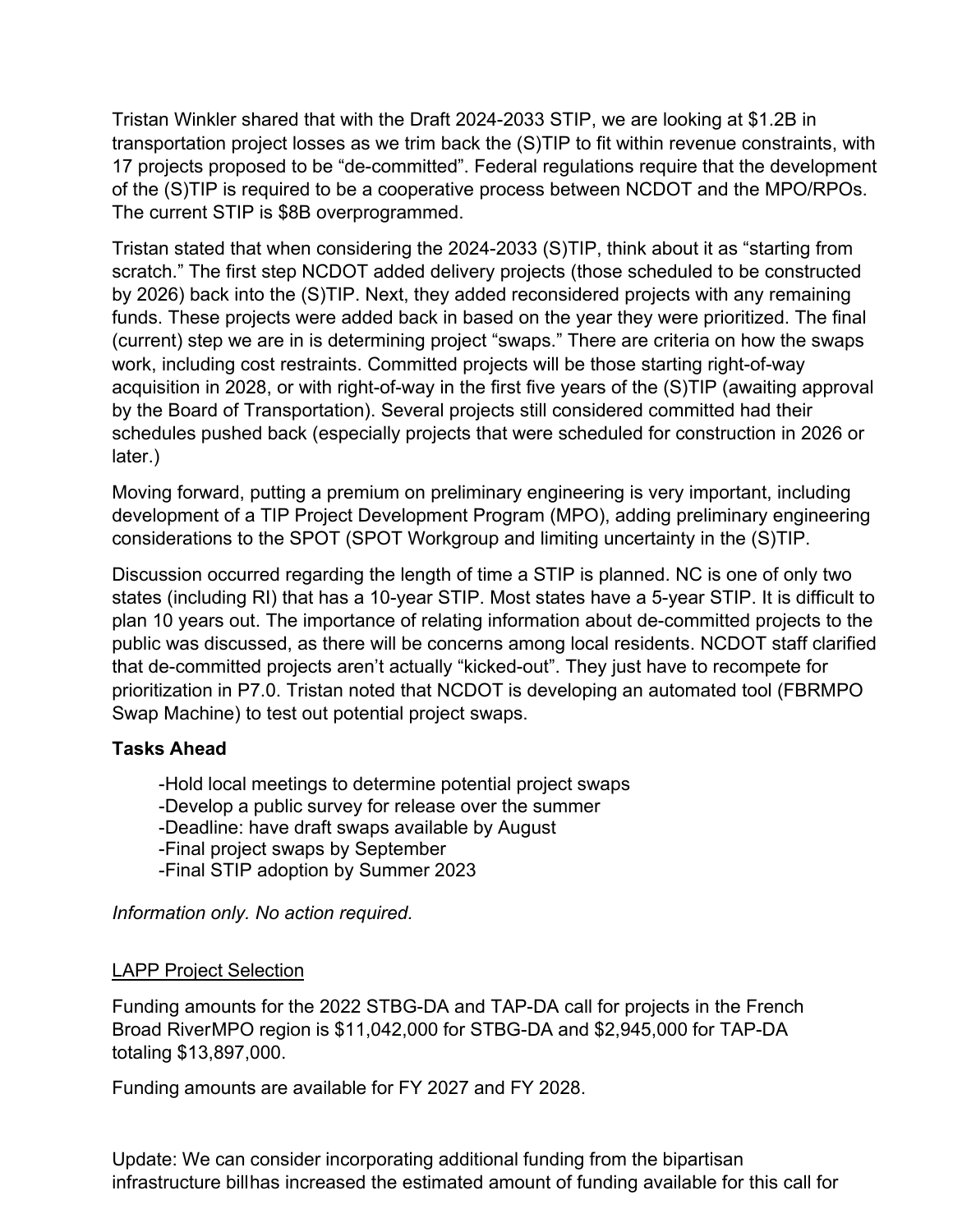Tristan Winkler shared that with the Draft 2024-2033 STIP, we are looking at $1.2B in transportation project losses as we trim back the (S)TIP to fit within revenue constraints, with 17 projects proposed to be “de-committed”. Federal regulations require that the development of the (S)TIP is required to be a cooperative process between NCDOT and the MPO/RPOs. The current STIP is $8B overprogrammed.

Tristan stated that when considering the 2024-2033 (S)TIP, think about it as “starting from scratch.” The first step NCDOT added delivery projects (those scheduled to be constructed by 2026) back into the (S)TIP. Next, they added reconsidered projects with any remaining funds. These projects were added back in based on the year they were prioritized. The final (current) step we are in is determining project “swaps.” There are criteria on how the swaps work, including cost restraints. Committed projects will be those starting right-of-way acquisition in 2028, or with right-of-way in the first five years of the (S)TIP (awaiting approval by the Board of Transportation). Several projects still considered committed had their schedules pushed back (especially projects that were scheduled for construction in 2026 or later.)

Moving forward, putting a premium on preliminary engineering is very important, including development of a TIP Project Development Program (MPO), adding preliminary engineering considerations to the SPOT (SPOT Workgroup and limiting uncertainty in the (S)TIP.

Discussion occurred regarding the length of time a STIP is planned. NC is one of only two states (including RI) that has a 10-year STIP. Most states have a 5-year STIP. It is difficult to plan 10 years out. The importance of relating information about de-committed projects to the public was discussed, as there will be concerns among local residents. NCDOT staff clarified that de-committed projects aren’t actually “kicked-out”. They just have to recompete for prioritization in P7.0. Tristan noted that NCDOT is developing an automated tool (FBRMPO Swap Machine) to test out potential project swaps.

**Tasks Ahead**

- Hold local meetings to determine potential project swaps
- Develop a public survey for release over the summer
- Deadline: have draft swaps available by August
- Final project swaps by September
- Final STIP adoption by Summer 2023

*Information only. No action required.*

<u>LAPP Project Selection</u>

Funding amounts for the 2022 STBG-DA and TAP-DA call for projects in the French Broad RiverMPO region is $11,042,000 for STBG-DA and $2,945,000 for TAP-DA totaling $13,897,000.

Funding amounts are available for FY 2027 and FY 2028.

Update: We can consider incorporating additional funding from the bipartisan infrastructure billhas increased the estimated amount of funding available for this call for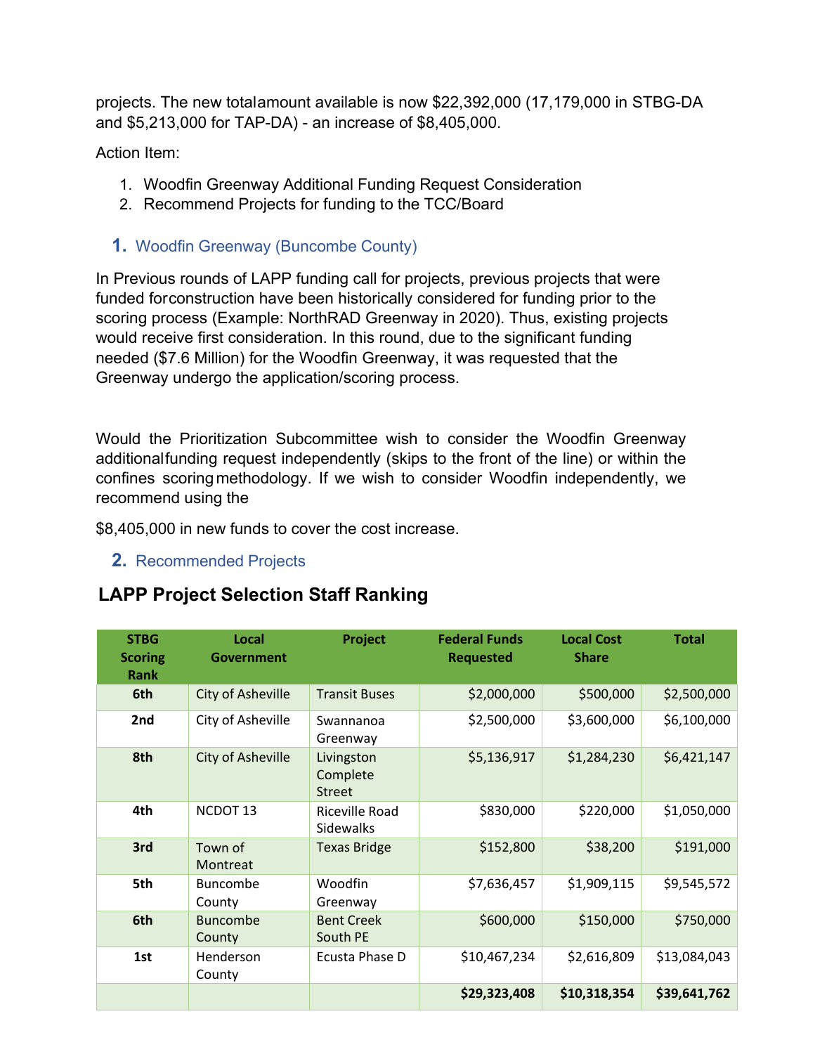projects. The new totalamount available is now $22,392,000 (17,179,000 in STBG-DA and $5,213,000 for TAP-DA) - an increase of $8,405,000.

Action Item:

1. Woodfin Greenway Additional Funding Request Consideration
2. Recommend Projects for funding to the TCC/Board

### 1. Woodfin Greenway (Buncombe County)

In Previous rounds of LAPP funding call for projects, previous projects that were funded forconstruction have been historically considered for funding prior to the scoring process (Example: NorthRAD Greenway in 2020). Thus, existing projects would receive first consideration. In this round, due to the significant funding needed ($7.6 Million) for the Woodfin Greenway, it was requested that the Greenway undergo the application/scoring process.

Would the Prioritization Subcommittee wish to consider the Woodfin Greenway additionalfunding request independently (skips to the front of the line) or within the confines scoringmethodology. If we wish to consider Woodfin independently, we recommend using the

$8,405,000 in new funds to cover the cost increase.

### 2. Recommended Projects

## LAPP Project Selection Staff Ranking

| STBG Scoring Rank | Local Government | Project | Federal Funds Requested | Local Cost Share | Total |
|---|---|---|---|---|---|
| 6th | City of Asheville | Transit Buses | $2,000,000 | $500,000 | $2,500,000 |
| 2nd | City of Asheville | Swannanoa Greenway | $2,500,000 | $3,600,000 | $6,100,000 |
| 8th | City of Asheville | Livingston Complete Street | $5,136,917 | $1,284,230 | $6,421,147 |
| 4th | NCDOT 13 | Riceville Road Sidewalks | $830,000 | $220,000 | $1,050,000 |
| 3rd | Town of Montreat | Texas Bridge | $152,800 | $38,200 | $191,000 |
| 5th | Buncombe County | Woodfin Greenway | $7,636,457 | $1,909,115 | $9,545,572 |
| 6th | Buncombe County | Bent Creek South PE | $600,000 | $150,000 | $750,000 |
| 1st | Henderson County | Ecusta Phase D | $10,467,234 | $2,616,809 | $13,084,043 |
| | | | **$29,323,408** | **$10,318,354** | **$39,641,762** |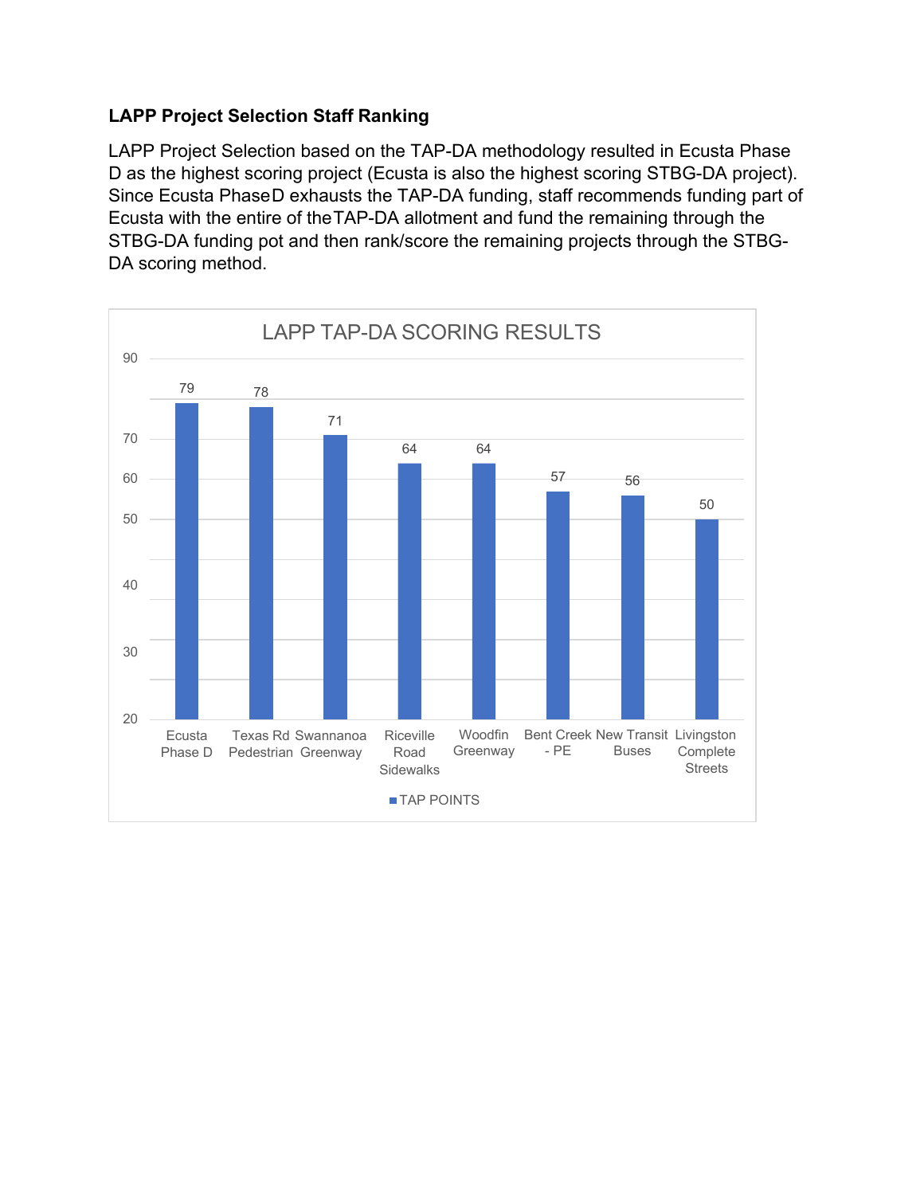**LAPP Project Selection Staff Ranking**

LAPP Project Selection based on the TAP-DA methodology resulted in Ecusta Phase D as the highest scoring project (Ecusta is also the highest scoring STBG-DA project). Since Ecusta Phase D exhausts the TAP-DA funding, staff recommends funding part of Ecusta with the entire of the TAP-DA allotment and fund the remaining through the STBG-DA funding pot and then rank/score the remaining projects through the STBG-DA scoring method.

**LAPP TAP-DA SCORING RESULTS**

| Project | TAP POINTS |
| --- | --- |
| Ecusta Phase D | 79 |
| Texas Rd Pedestrian | 78 |
| Swannanoa Greenway | 71 |
| Riceville Road Sidewalks | 64 |
| Woodfin Greenway | 64 |
| Bent Creek - PE | 57 |
| New Transit Buses | 56 |
| Livingston Complete Streets | 50 |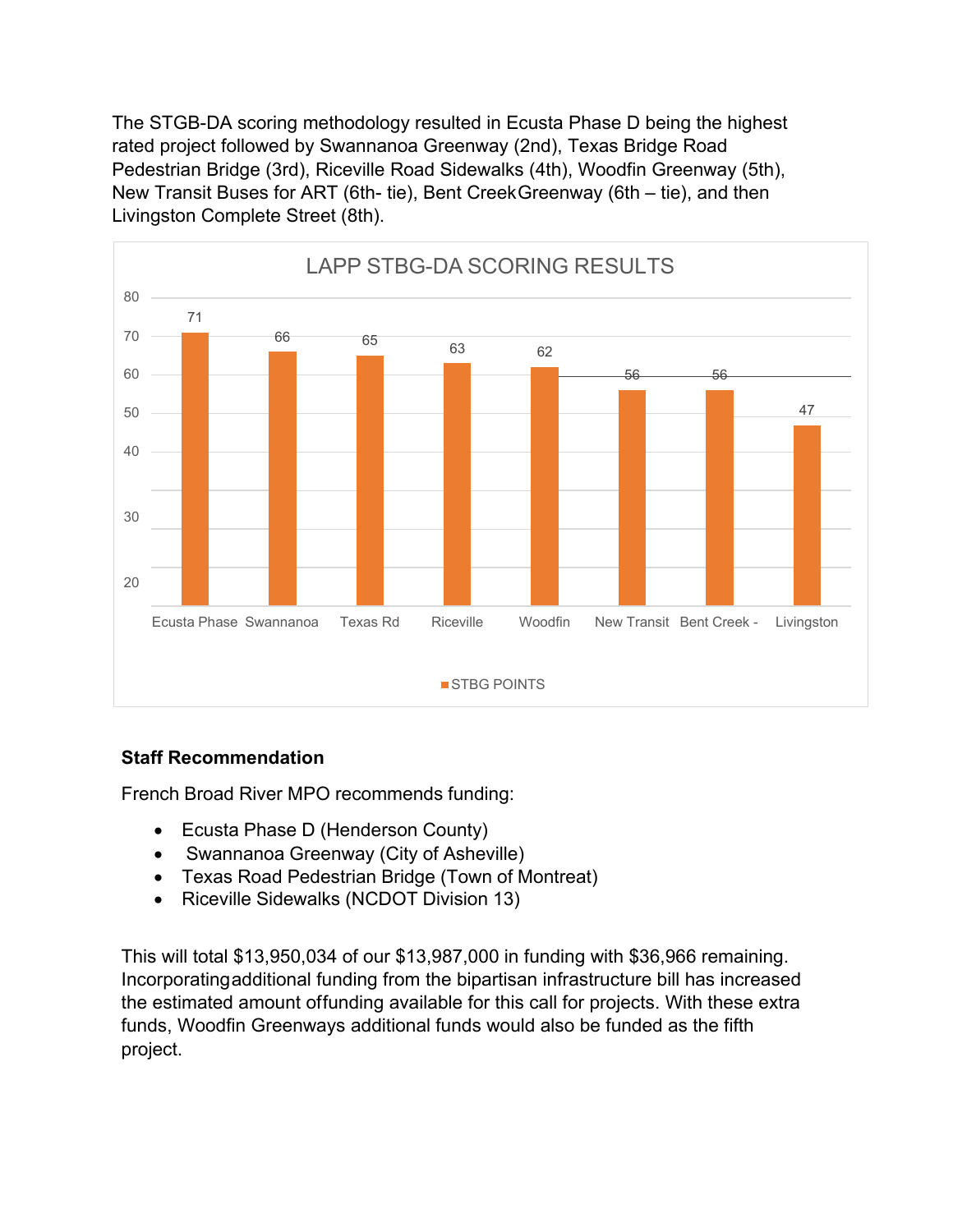The STGB-DA scoring methodology resulted in Ecusta Phase D being the highest rated project followed by Swannanoa Greenway (2nd), Texas Bridge Road Pedestrian Bridge (3rd), Riceville Road Sidewalks (4th), Woodfin Greenway (5th), New Transit Buses for ART (6th- tie), Bent CreekGreenway (6th – tie), and then Livingston Complete Street (8th).

LAPP STBG-DA SCORING RESULTS

| Project | STBG POINTS |
|---|---|
| Ecusta Phase | 71 |
| Swannanoa | 66 |
| Texas Rd | 65 |
| Riceville | 63 |
| Woodfin | 62 |
| New Transit | 56 |
| Bent Creek - | 56 |
| Livingston | 47 |

### Staff Recommendation

French Broad River MPO recommends funding:

- Ecusta Phase D (Henderson County)
- Swannanoa Greenway (City of Asheville)
- Texas Road Pedestrian Bridge (Town of Montreat)
- Riceville Sidewalks (NCDOT Division 13)

This will total $13,950,034 of our $13,987,000 in funding with $36,966 remaining. Incorporatingadditional funding from the bipartisan infrastructure bill has increased the estimated amount offunding available for this call for projects. With these extra funds, Woodfin Greenways additional funds would also be funded as the fifth project.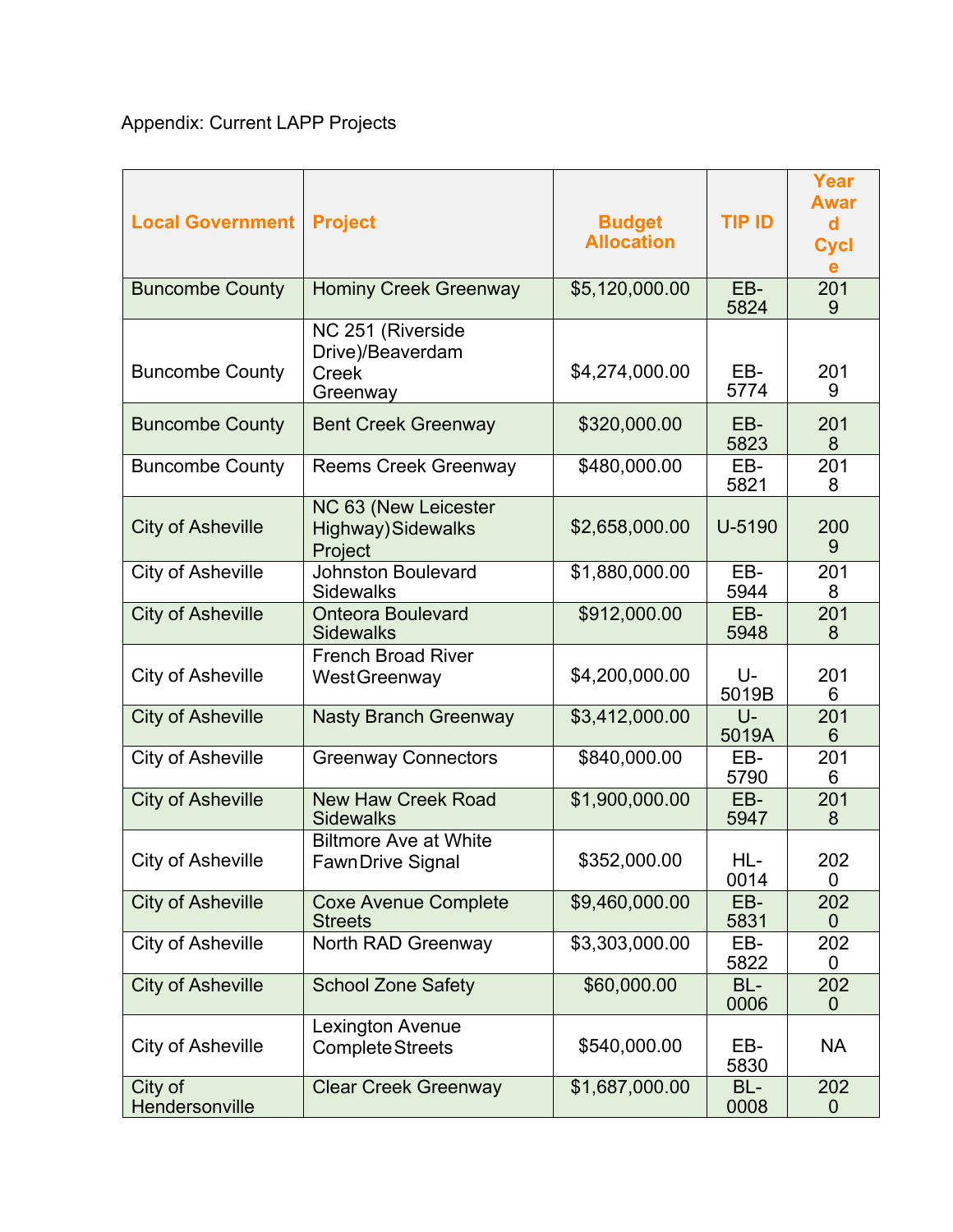Appendix: Current LAPP Projects

| Local Government | Project | Budget Allocation | TIP ID | Year Award Cycle |
|---|---|---|---|---|
| Buncombe County | Hominy Creek Greenway | $5,120,000.00 | EB-5824 | 2019 |
| Buncombe County | NC 251 (Riverside Drive)/Beaverdam Creek Greenway | $4,274,000.00 | EB-5774 | 2019 |
| Buncombe County | Bent Creek Greenway | $320,000.00 | EB-5823 | 2018 |
| Buncombe County | Reems Creek Greenway | $480,000.00 | EB-5821 | 2018 |
| City of Asheville | NC 63 (New Leicester Highway) Sidewalks Project | $2,658,000.00 | U-5190 | 2009 |
| City of Asheville | Johnston Boulevard Sidewalks | $1,880,000.00 | EB-5944 | 2018 |
| City of Asheville | Onteora Boulevard Sidewalks | $912,000.00 | EB-5948 | 2018 |
| City of Asheville | French Broad River West Greenway | $4,200,000.00 | U-5019B | 2016 |
| City of Asheville | Nasty Branch Greenway | $3,412,000.00 | U-5019A | 2016 |
| City of Asheville | Greenway Connectors | $840,000.00 | EB-5790 | 2016 |
| City of Asheville | New Haw Creek Road Sidewalks | $1,900,000.00 | EB-5947 | 2018 |
| City of Asheville | Biltmore Ave at White Fawn Drive Signal | $352,000.00 | HL-0014 | 2020 |
| City of Asheville | Coxe Avenue Complete Streets | $9,460,000.00 | EB-5831 | 2020 |
| City of Asheville | North RAD Greenway | $3,303,000.00 | EB-5822 | 2020 |
| City of Asheville | School Zone Safety | $60,000.00 | BL-0006 | 2020 |
| City of Asheville | Lexington Avenue Complete Streets | $540,000.00 | EB-5830 | NA |
| City of Hendersonville | Clear Creek Greenway | $1,687,000.00 | BL-0008 | 2020 |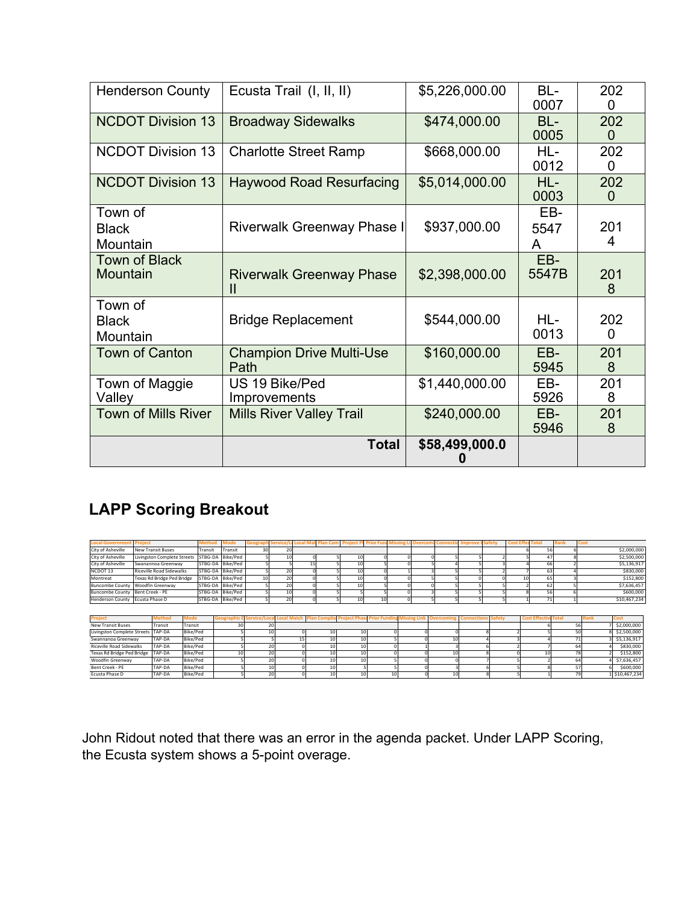| | | | | |
|---|---|---|---|---|
| Henderson County | Ecusta Trail (I, II, II) | $5,226,000.00 | BL-0007 | 2020 |
| NCDOT Division 13 | Broadway Sidewalks | $474,000.00 | BL-0005 | 2020 |
| NCDOT Division 13 | Charlotte Street Ramp | $668,000.00 | HL-0012 | 2020 |
| NCDOT Division 13 | Haywood Road Resurfacing | $5,014,000.00 | HL-0003 | 2020 |
| Town of Black Mountain | Riverwalk Greenway Phase I | $937,000.00 | EB-5547A | 2014 |
| Town of Black Mountain | Riverwalk Greenway Phase II | $2,398,000.00 | EB-5547B | 2018 |
| Town of Black Mountain | Bridge Replacement | $544,000.00 | HL-0013 | 2020 |
| Town of Canton | Champion Drive Multi-Use Path | $160,000.00 | EB-5945 | 2018 |
| Town of Maggie Valley | US 19 Bike/Ped Improvements | $1,440,000.00 | EB-5926 | 2018 |
| Town of Mills River | Mills River Valley Trail | $240,000.00 | EB-5946 | 2018 |
| | **Total** | **$58,499,000.00** | | |

## LAPP Scoring Breakout

| Local Government | Project | Method | Mode | Geograph | Service/L | Local Mat | Plan Com | Project Ph | Prior Fund | Missing Li | Overcom | Connectio | Improve | Safety | Cost Effec | Total | Rank | Cost |
|---|---|---|---|---|---|---|---|---|---|---|---|---|---|---|---|---|---|---|
| City of Asheville | New Transit Buses | Transit | Transit | 30 | 20 | | | | | | | | | | 6 | 56 | 6 | $2,000,000 |
| City of Asheville | Livingston Complete Streets | STBG-DA | Bike/Ped | 5 | 10 | 0 | 5 | 10 | 0 | 0 | 0 | 5 | 5 | 2 | 5 | 47 | 8 | $2,500,000 |
| City of Asheville | Swannanoa Greenway | STBG-DA | Bike/Ped | 5 | 5 | 15 | 5 | 10 | 5 | 0 | 5 | 4 | 5 | 3 | 4 | 66 | 2 | $5,136,917 |
| NCDOT 13 | Riceville Road Sidewalks | STBG-DA | Bike/Ped | 5 | 20 | 0 | 5 | 10 | 0 | 1 | 3 | 5 | 5 | 2 | 7 | 63 | 4 | $830,000 |
| Montreat | Texas Rd Bridge Ped Bridge | STBG-DA | Bike/Ped | 10 | 20 | 0 | 5 | 10 | 0 | 0 | 5 | 5 | 0 | 0 | 10 | 65 | 3 | $152,800 |
| Buncombe County | Woodfin Greenway | STBG-DA | Bike/Ped | 5 | 20 | 0 | 5 | 10 | 5 | 0 | 0 | 5 | 5 | 5 | 2 | 62 | 5 | $7,636,457 |
| Buncombe County | Bent Creek - PE | STBG-DA | Bike/Ped | 5 | 10 | 0 | 5 | 5 | 5 | 0 | 3 | 5 | 5 | 5 | 8 | 56 | 6 | $600,000 |
| Henderson County | Ecusta Phase D | STBG-DA | Bike/Ped | 5 | 20 | 0 | 5 | 10 | 10 | 0 | 5 | 5 | 5 | 5 | 1 | 71 | 1 | $10,467,234 |

| Project | Method | Mode | Geographic E | Service/Loca | Local Match | Plan Complia | Project Phas | Prior Funding | Missing Link | Overcoming | Connections | Safety | Cost Effectiv | Total | Rank | Cost |
|---|---|---|---|---|---|---|---|---|---|---|---|---|---|---|---|---|
| New Transit Buses | Transit | Transit | 30 | 20 | | | | | | | | | 6 | 56 | 7 | $2,000,000 |
| Livingston Complete Streets | TAP-DA | Bike/Ped | 5 | 10 | 0 | 10 | 10 | 0 | 0 | 0 | 8 | 2 | 5 | 50 | 8 | $2,500,000 |
| Swannanoa Greenway | TAP-DA | Bike/Ped | 5 | 5 | 15 | 10 | 10 | 5 | 0 | 10 | 4 | 3 | 4 | 71 | 3 | $5,136,917 |
| Riceville Road Sidewalks | TAP-DA | Bike/Ped | 5 | 20 | 0 | 10 | 10 | 0 | 1 | 3 | 6 | 2 | 7 | 64 | 4 | $830,000 |
| Texas Rd Bridge Ped Bridge | TAP-DA | Bike/Ped | 10 | 20 | 0 | 10 | 10 | 0 | 0 | 10 | 8 | 0 | 10 | 78 | 2 | $152,800 |
| Woodfin Greenway | TAP-DA | Bike/Ped | 5 | 20 | 0 | 10 | 10 | 5 | 0 | 0 | 7 | 5 | 2 | 64 | 4 | $7,636,457 |
| Bent Creek - PE | TAP-DA | Bike/Ped | 5 | 10 | 0 | 10 | 5 | 5 | 0 | 3 | 6 | 5 | 8 | 57 | 6 | $600,000 |
| Ecusta Phase D | TAP-DA | Bike/Ped | 5 | 20 | 0 | 10 | 10 | 10 | 0 | 10 | 8 | 5 | 1 | 79 | 1 | $10,467,234 |

John Ridout noted that there was an error in the agenda packet. Under LAPP Scoring, the Ecusta system shows a 5-point overage.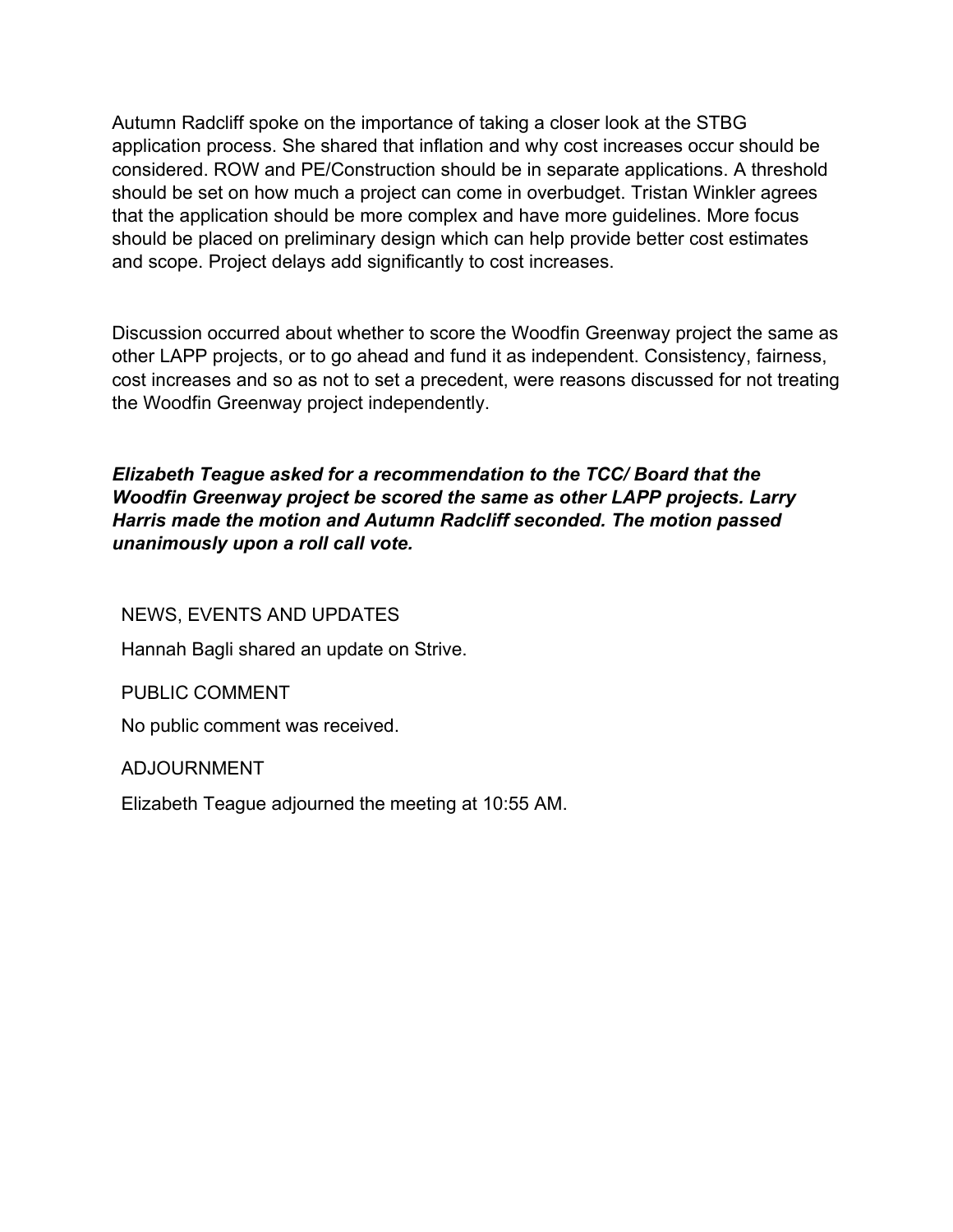Autumn Radcliff spoke on the importance of taking a closer look at the STBG application process. She shared that inflation and why cost increases occur should be considered. ROW and PE/Construction should be in separate applications. A threshold should be set on how much a project can come in overbudget. Tristan Winkler agrees that the application should be more complex and have more guidelines. More focus should be placed on preliminary design which can help provide better cost estimates and scope. Project delays add significantly to cost increases.

Discussion occurred about whether to score the Woodfin Greenway project the same as other LAPP projects, or to go ahead and fund it as independent. Consistency, fairness, cost increases and so as not to set a precedent, were reasons discussed for not treating the Woodfin Greenway project independently.

***Elizabeth Teague asked for a recommendation to the TCC/ Board that the Woodfin Greenway project be scored the same as other LAPP projects. Larry Harris made the motion and Autumn Radcliff seconded. The motion passed unanimously upon a roll call vote.***

## NEWS, EVENTS AND UPDATES

Hannah Bagli shared an update on Strive.

## PUBLIC COMMENT

No public comment was received.

## ADJOURNMENT

Elizabeth Teague adjourned the meeting at 10:55 AM.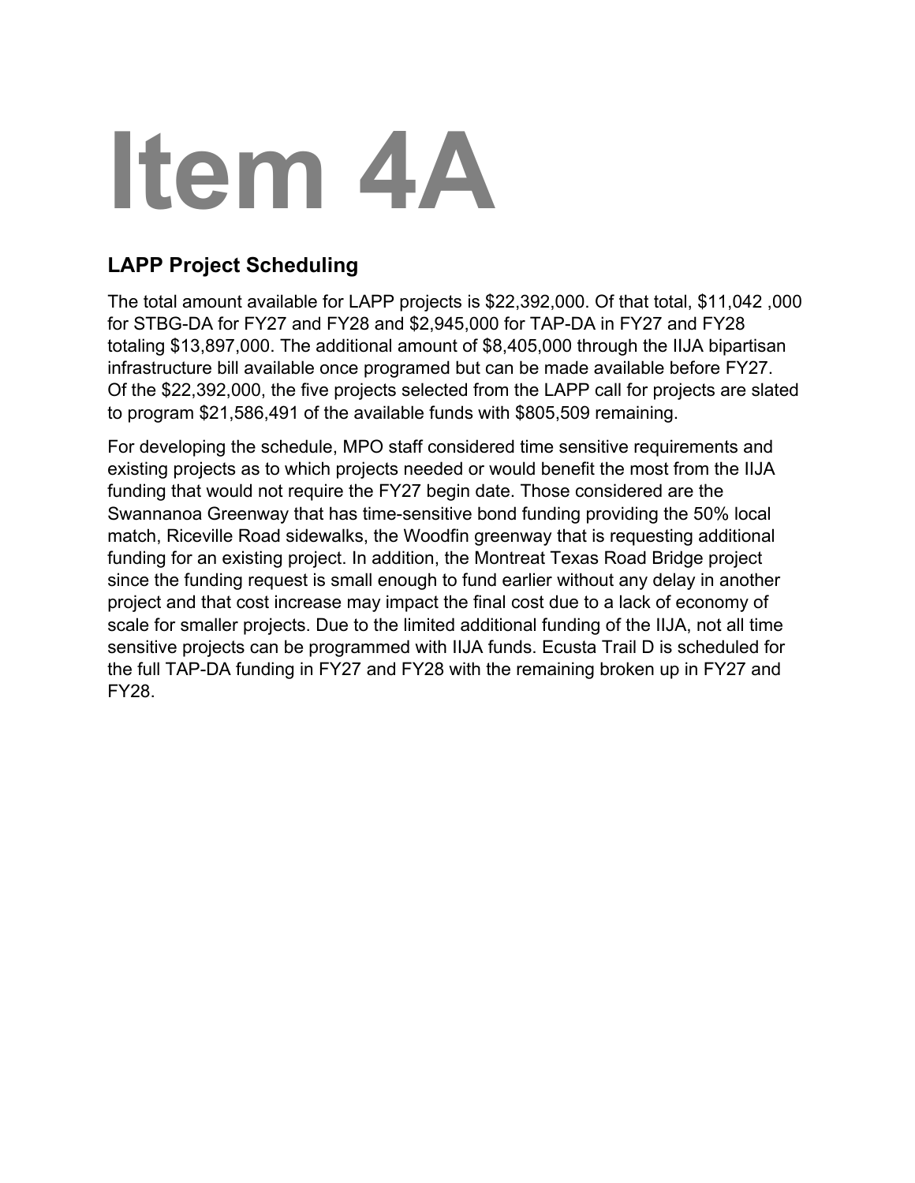# Item 4A

## LAPP Project Scheduling

The total amount available for LAPP projects is $22,392,000. Of that total, $11,042 ,000 for STBG-DA for FY27 and FY28 and $2,945,000 for TAP-DA in FY27 and FY28 totaling $13,897,000. The additional amount of $8,405,000 through the IIJA bipartisan infrastructure bill available once programed but can be made available before FY27. Of the $22,392,000, the five projects selected from the LAPP call for projects are slated to program $21,586,491 of the available funds with $805,509 remaining.

For developing the schedule, MPO staff considered time sensitive requirements and existing projects as to which projects needed or would benefit the most from the IIJA funding that would not require the FY27 begin date. Those considered are the Swannanoa Greenway that has time-sensitive bond funding providing the 50% local match, Riceville Road sidewalks, the Woodfin greenway that is requesting additional funding for an existing project. In addition, the Montreat Texas Road Bridge project since the funding request is small enough to fund earlier without any delay in another project and that cost increase may impact the final cost due to a lack of economy of scale for smaller projects. Due to the limited additional funding of the IIJA, not all time sensitive projects can be programmed with IIJA funds. Ecusta Trail D is scheduled for the full TAP-DA funding in FY27 and FY28 with the remaining broken up in FY27 and FY28.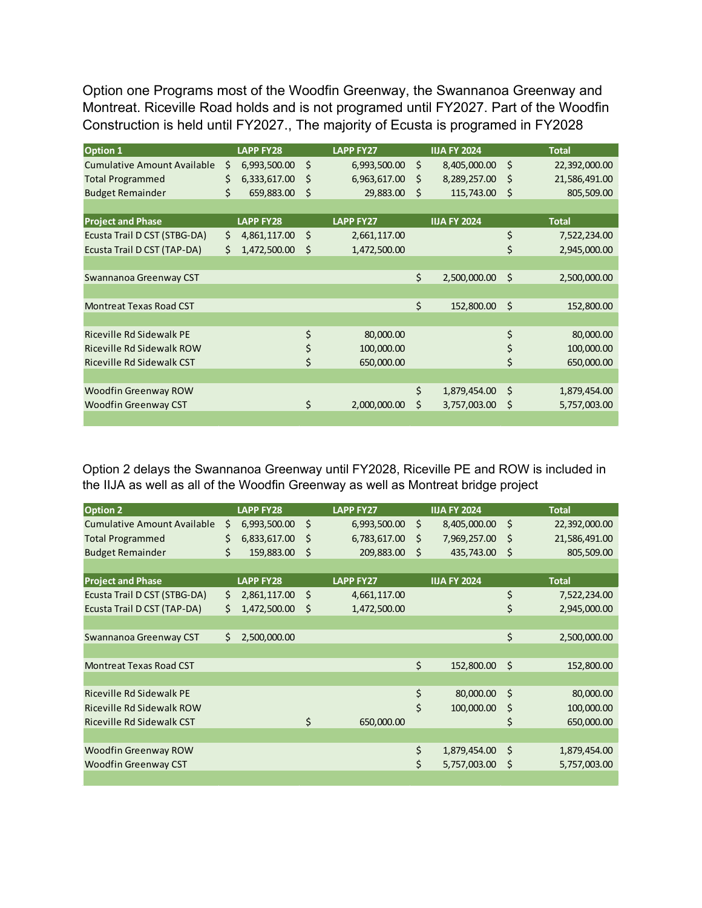Option one Programs most of the Woodfin Greenway, the Swannanoa Greenway and Montreat. Riceville Road holds and is not programed until FY2027. Part of the Woodfin Construction is held until FY2027., The majority of Ecusta is programed in FY2028

| Option 1 | LAPP FY28 | LAPP FY27 | IIJA FY 2024 | Total |
|---|---|---|---|---|
| Cumulative Amount Available | $ 6,993,500.00 | $ 6,993,500.00 | $ 8,405,000.00 | $ 22,392,000.00 |
| Total Programmed | $ 6,333,617.00 | $ 6,963,617.00 | $ 8,289,257.00 | $ 21,586,491.00 |
| Budget Remainder | $ 659,883.00 | $ 29,883.00 | $ 115,743.00 | $ 805,509.00 |

| Project and Phase | LAPP FY28 | LAPP FY27 | IIJA FY 2024 | Total |
|---|---|---|---|---|
| Ecusta Trail D CST (STBG-DA) | $ 4,861,117.00 | $ 2,661,117.00 | | $ 7,522,234.00 |
| Ecusta Trail D CST (TAP-DA) | $ 1,472,500.00 | $ 1,472,500.00 | | $ 2,945,000.00 |
| | | | | |
| Swannanoa Greenway CST | | | $ 2,500,000.00 | $ 2,500,000.00 |
| | | | | |
| Montreat Texas Road CST | | | $ 152,800.00 | $ 152,800.00 |
| | | | | |
| Riceville Rd Sidewalk PE | | $ 80,000.00 | | $ 80,000.00 |
| Riceville Rd Sidewalk ROW | | $ 100,000.00 | | $ 100,000.00 |
| Riceville Rd Sidewalk CST | | $ 650,000.00 | | $ 650,000.00 |
| | | | | |
| Woodfin Greenway ROW | | | $ 1,879,454.00 | $ 1,879,454.00 |
| Woodfin Greenway CST | | $ 2,000,000.00 | $ 3,757,003.00 | $ 5,757,003.00 |

Option 2 delays the Swannanoa Greenway until FY2028, Riceville PE and ROW is included in the IIJA as well as all of the Woodfin Greenway as well as Montreat bridge project

| Option 2 | LAPP FY28 | LAPP FY27 | IIJA FY 2024 | Total |
|---|---|---|---|---|
| Cumulative Amount Available | $ 6,993,500.00 | $ 6,993,500.00 | $ 8,405,000.00 | $ 22,392,000.00 |
| Total Programmed | $ 6,833,617.00 | $ 6,783,617.00 | $ 7,969,257.00 | $ 21,586,491.00 |
| Budget Remainder | $ 159,883.00 | $ 209,883.00 | $ 435,743.00 | $ 805,509.00 |

| Project and Phase | LAPP FY28 | LAPP FY27 | IIJA FY 2024 | Total |
|---|---|---|---|---|
| Ecusta Trail D CST (STBG-DA) | $ 2,861,117.00 | $ 4,661,117.00 | | $ 7,522,234.00 |
| Ecusta Trail D CST (TAP-DA) | $ 1,472,500.00 | $ 1,472,500.00 | | $ 2,945,000.00 |
| | | | | |
| Swannanoa Greenway CST | $ 2,500,000.00 | | | $ 2,500,000.00 |
| | | | | |
| Montreat Texas Road CST | | | $ 152,800.00 | $ 152,800.00 |
| | | | | |
| Riceville Rd Sidewalk PE | | | $ 80,000.00 | $ 80,000.00 |
| Riceville Rd Sidewalk ROW | | | $ 100,000.00 | $ 100,000.00 |
| Riceville Rd Sidewalk CST | | $ 650,000.00 | | $ 650,000.00 |
| | | | | |
| Woodfin Greenway ROW | | | $ 1,879,454.00 | $ 1,879,454.00 |
| Woodfin Greenway CST | | | $ 5,757,003.00 | $ 5,757,003.00 |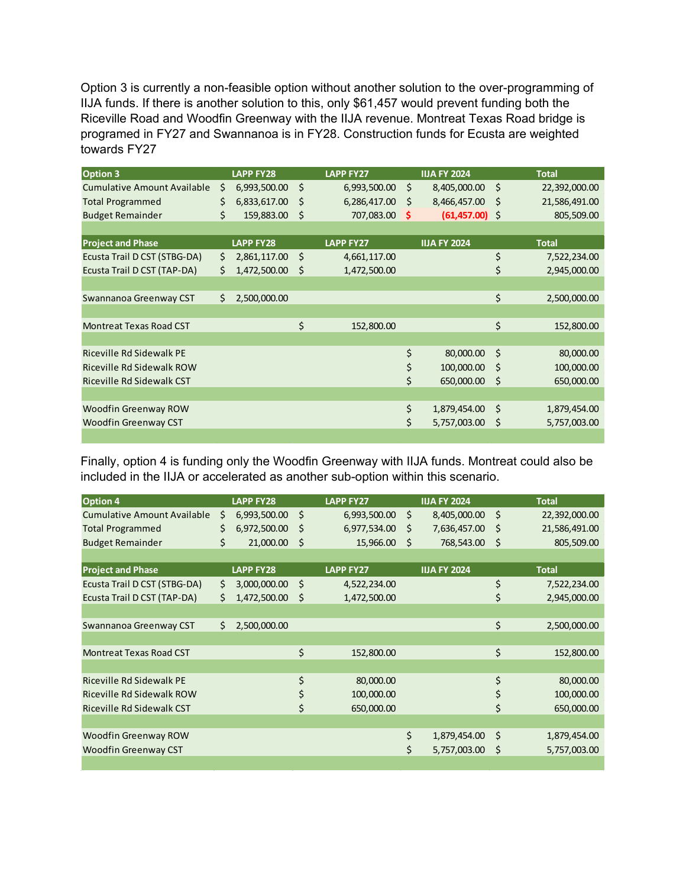Option 3 is currently a non-feasible option without another solution to the over-programming of IIJA funds. If there is another solution to this, only $61,457 would prevent funding both the Riceville Road and Woodfin Greenway with the IIJA revenue. Montreat Texas Road bridge is programed in FY27 and Swannanoa is in FY28. Construction funds for Ecusta are weighted towards FY27

| Option 3 | LAPP FY28 | LAPP FY27 | IIJA FY 2024 | Total |
|---|---|---|---|---|
| Cumulative Amount Available | $ 6,993,500.00 | $ 6,993,500.00 | $ 8,405,000.00 | $ 22,392,000.00 |
| Total Programmed | $ 6,833,617.00 | $ 6,286,417.00 | $ 8,466,457.00 | $ 21,586,491.00 |
| Budget Remainder | $ 159,883.00 | $ 707,083.00 | $ (61,457.00) | $ 805,509.00 |
| | | | | |
| **Project and Phase** | **LAPP FY28** | **LAPP FY27** | **IIJA FY 2024** | **Total** |
| Ecusta Trail D CST (STBG-DA) | $ 2,861,117.00 | $ 4,661,117.00 | | $ 7,522,234.00 |
| Ecusta Trail D CST (TAP-DA) | $ 1,472,500.00 | $ 1,472,500.00 | | $ 2,945,000.00 |
| | | | | |
| Swannanoa Greenway CST | $ 2,500,000.00 | | | $ 2,500,000.00 |
| | | | | |
| Montreat Texas Road CST | | $ 152,800.00 | | $ 152,800.00 |
| | | | | |
| Riceville Rd Sidewalk PE | | | $ 80,000.00 | $ 80,000.00 |
| Riceville Rd Sidewalk ROW | | | $ 100,000.00 | $ 100,000.00 |
| Riceville Rd Sidewalk CST | | | $ 650,000.00 | $ 650,000.00 |
| | | | | |
| Woodfin Greenway ROW | | | $ 1,879,454.00 | $ 1,879,454.00 |
| Woodfin Greenway CST | | | $ 5,757,003.00 | $ 5,757,003.00 |

Finally, option 4 is funding only the Woodfin Greenway with IIJA funds. Montreat could also be included in the IIJA or accelerated as another sub-option within this scenario.

| Option 4 | LAPP FY28 | LAPP FY27 | IIJA FY 2024 | Total |
|---|---|---|---|---|
| Cumulative Amount Available | $ 6,993,500.00 | $ 6,993,500.00 | $ 8,405,000.00 | $ 22,392,000.00 |
| Total Programmed | $ 6,972,500.00 | $ 6,977,534.00 | $ 7,636,457.00 | $ 21,586,491.00 |
| Budget Remainder | $ 21,000.00 | $ 15,966.00 | $ 768,543.00 | $ 805,509.00 |
| | | | | |
| **Project and Phase** | **LAPP FY28** | **LAPP FY27** | **IIJA FY 2024** | **Total** |
| Ecusta Trail D CST (STBG-DA) | $ 3,000,000.00 | $ 4,522,234.00 | | $ 7,522,234.00 |
| Ecusta Trail D CST (TAP-DA) | $ 1,472,500.00 | $ 1,472,500.00 | | $ 2,945,000.00 |
| | | | | |
| Swannanoa Greenway CST | $ 2,500,000.00 | | | $ 2,500,000.00 |
| | | | | |
| Montreat Texas Road CST | | $ 152,800.00 | | $ 152,800.00 |
| | | | | |
| Riceville Rd Sidewalk PE | | $ 80,000.00 | | $ 80,000.00 |
| Riceville Rd Sidewalk ROW | | $ 100,000.00 | | $ 100,000.00 |
| Riceville Rd Sidewalk CST | | $ 650,000.00 | | $ 650,000.00 |
| | | | | |
| Woodfin Greenway ROW | | | $ 1,879,454.00 | $ 1,879,454.00 |
| Woodfin Greenway CST | | | $ 5,757,003.00 | $ 5,757,003.00 |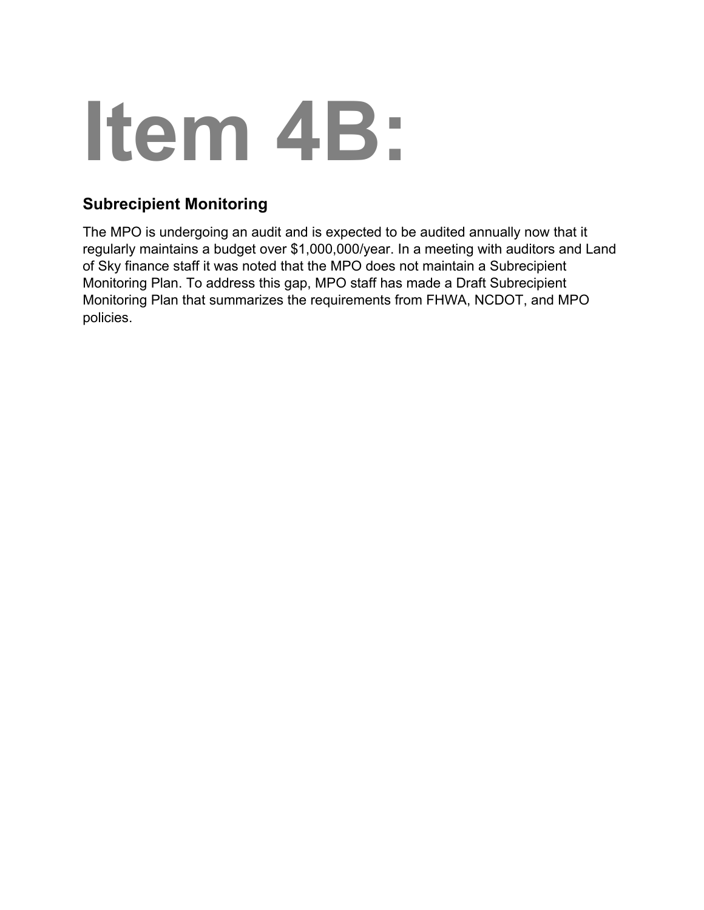# Item 4B:

## Subrecipient Monitoring

The MPO is undergoing an audit and is expected to be audited annually now that it regularly maintains a budget over $1,000,000/year. In a meeting with auditors and Land of Sky finance staff it was noted that the MPO does not maintain a Subrecipient Monitoring Plan. To address this gap, MPO staff has made a Draft Subrecipient Monitoring Plan that summarizes the requirements from FHWA, NCDOT, and MPO policies.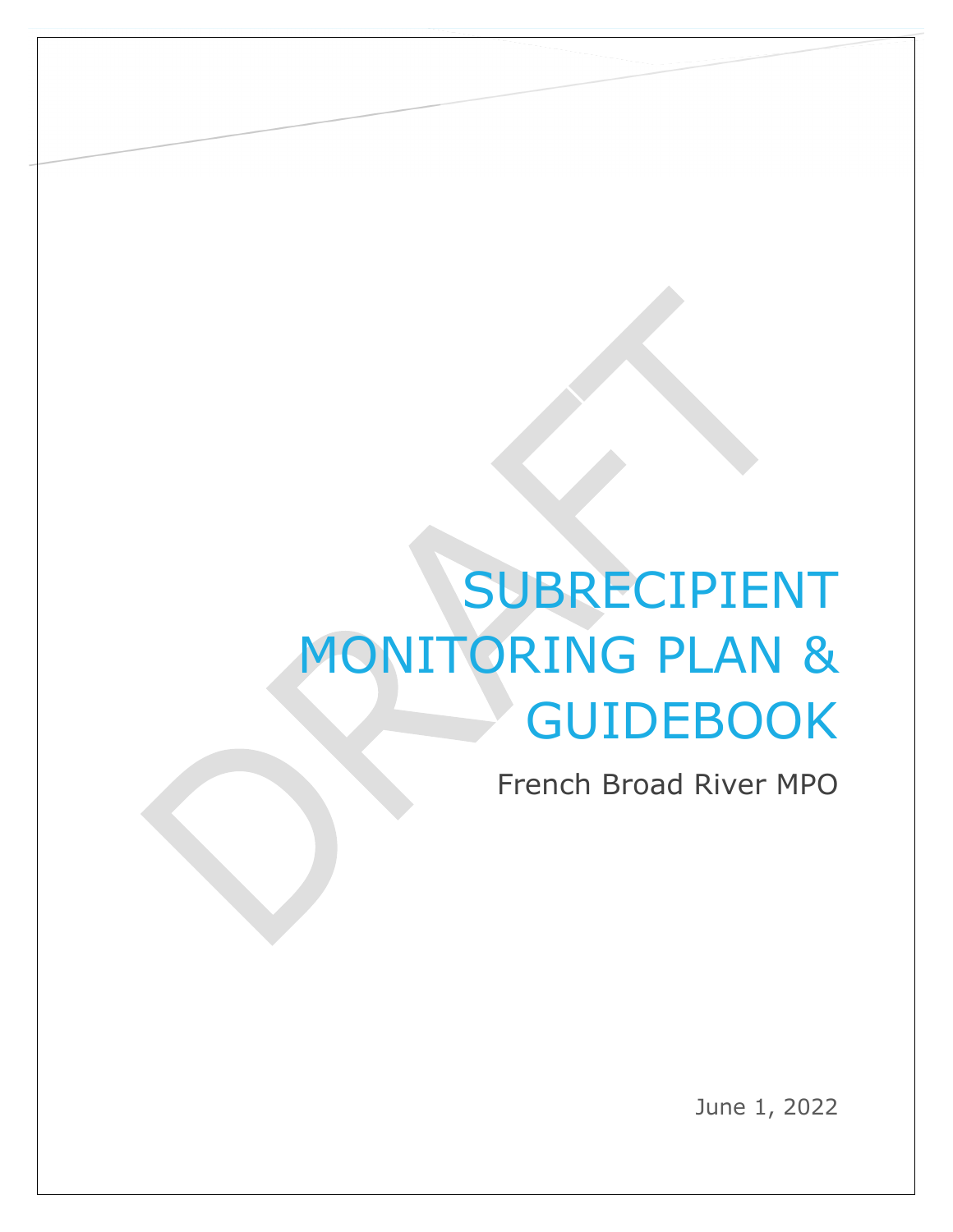# SUBRECIPIENT MONITORING PLAN & GUIDEBOOK

French Broad River MPO

June 1, 2022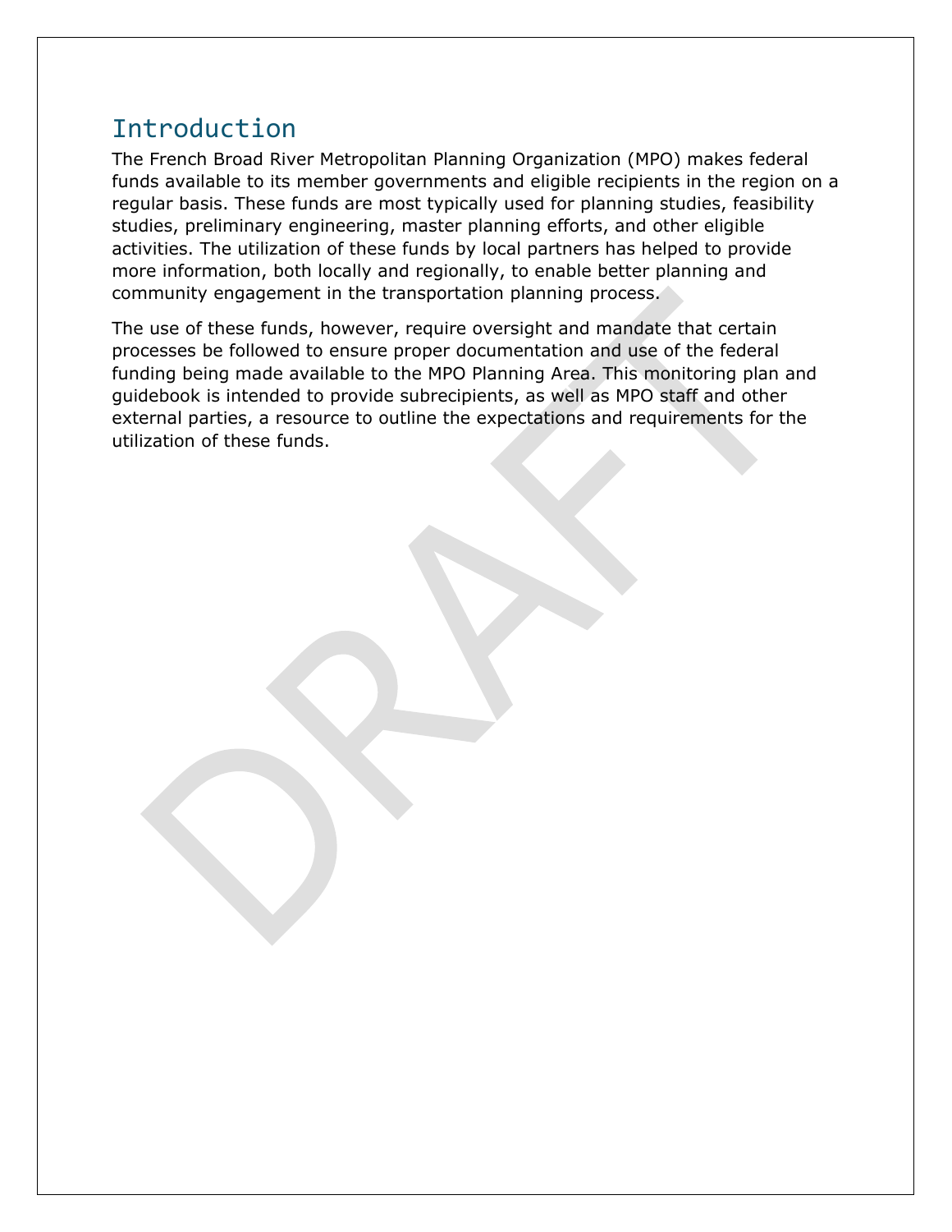## Introduction

The French Broad River Metropolitan Planning Organization (MPO) makes federal funds available to its member governments and eligible recipients in the region on a regular basis. These funds are most typically used for planning studies, feasibility studies, preliminary engineering, master planning efforts, and other eligible activities. The utilization of these funds by local partners has helped to provide more information, both locally and regionally, to enable better planning and community engagement in the transportation planning process.

The use of these funds, however, require oversight and mandate that certain processes be followed to ensure proper documentation and use of the federal funding being made available to the MPO Planning Area. This monitoring plan and guidebook is intended to provide subrecipients, as well as MPO staff and other external parties, a resource to outline the expectations and requirements for the utilization of these funds.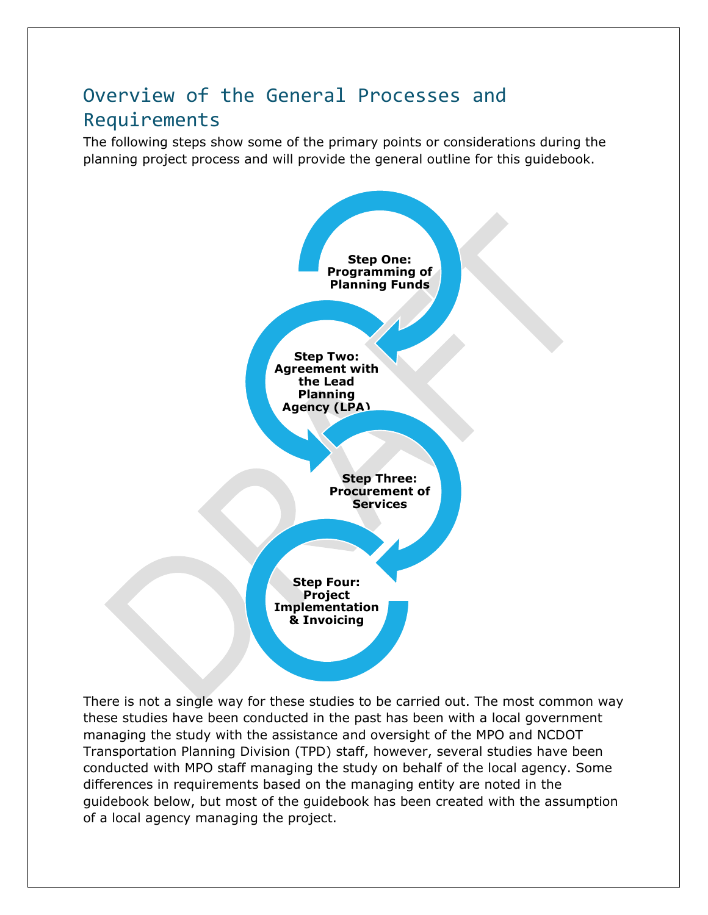## Overview of the General Processes and Requirements

The following steps show some of the primary points or considerations during the planning project process and will provide the general outline for this guidebook.

**Step One: Programming of Planning Funds**

**Step Two: Agreement with the Lead Planning Agency (LPA)**

**Step Three: Procurement of Services**

**Step Four: Project Implementation & Invoicing**

There is not a single way for these studies to be carried out. The most common way these studies have been conducted in the past has been with a local government managing the study with the assistance and oversight of the MPO and NCDOT Transportation Planning Division (TPD) staff, however, several studies have been conducted with MPO staff managing the study on behalf of the local agency. Some differences in requirements based on the managing entity are noted in the guidebook below, but most of the guidebook has been created with the assumption of a local agency managing the project.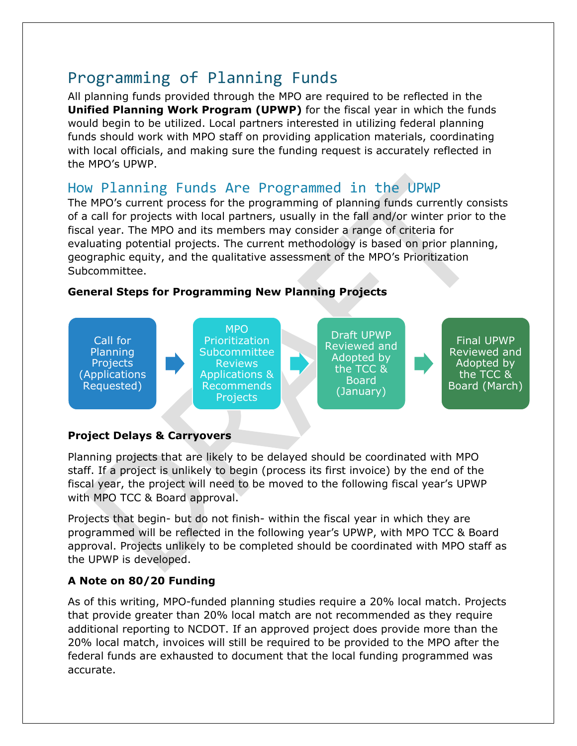# Programming of Planning Funds

All planning funds provided through the MPO are required to be reflected in the **Unified Planning Work Program (UPWP)** for the fiscal year in which the funds would begin to be utilized. Local partners interested in utilizing federal planning funds should work with MPO staff on providing application materials, coordinating with local officials, and making sure the funding request is accurately reflected in the MPO's UPWP.

## How Planning Funds Are Programmed in the UPWP

The MPO's current process for the programming of planning funds currently consists of a call for projects with local partners, usually in the fall and/or winter prior to the fiscal year. The MPO and its members may consider a range of criteria for evaluating potential projects. The current methodology is based on prior planning, geographic equity, and the qualitative assessment of the MPO's Prioritization Subcommittee.

**General Steps for Programming New Planning Projects**

Call for Planning Projects (Applications Requested) → MPO Prioritization Subcommittee Reviews Applications & Recommends Projects → Draft UPWP Reviewed and Adopted by the TCC & Board (January) → Final UPWP Reviewed and Adopted by the TCC & Board (March)

**Project Delays & Carryovers**

Planning projects that are likely to be delayed should be coordinated with MPO staff. If a project is unlikely to begin (process its first invoice) by the end of the fiscal year, the project will need to be moved to the following fiscal year's UPWP with MPO TCC & Board approval.

Projects that begin- but do not finish- within the fiscal year in which they are programmed will be reflected in the following year's UPWP, with MPO TCC & Board approval. Projects unlikely to be completed should be coordinated with MPO staff as the UPWP is developed.

**A Note on 80/20 Funding**

As of this writing, MPO-funded planning studies require a 20% local match. Projects that provide greater than 20% local match are not recommended as they require additional reporting to NCDOT. If an approved project does provide more than the 20% local match, invoices will still be required to be provided to the MPO after the federal funds are exhausted to document that the local funding programmed was accurate.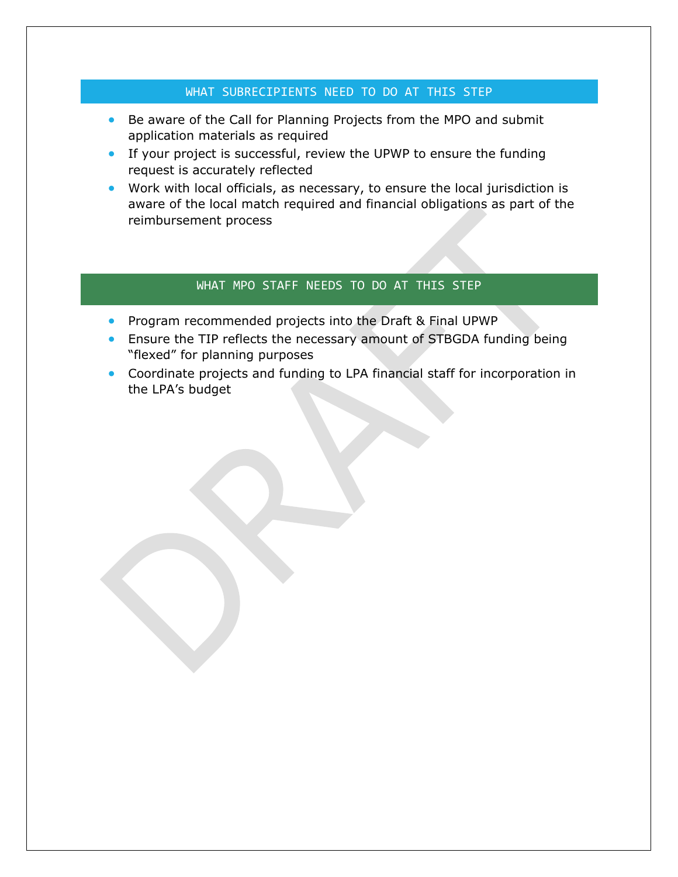## WHAT SUBRECIPIENTS NEED TO DO AT THIS STEP

- Be aware of the Call for Planning Projects from the MPO and submit application materials as required
- If your project is successful, review the UPWP to ensure the funding request is accurately reflected
- Work with local officials, as necessary, to ensure the local jurisdiction is aware of the local match required and financial obligations as part of the reimbursement process

## WHAT MPO STAFF NEEDS TO DO AT THIS STEP

- Program recommended projects into the Draft & Final UPWP
- Ensure the TIP reflects the necessary amount of STBGDA funding being "flexed" for planning purposes
- Coordinate projects and funding to LPA financial staff for incorporation in the LPA's budget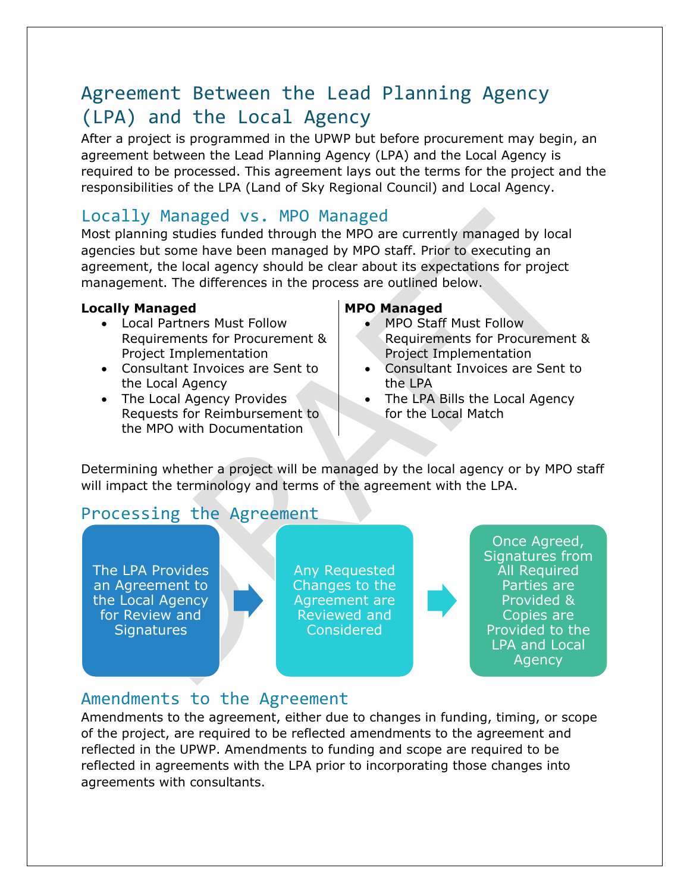# Agreement Between the Lead Planning Agency (LPA) and the Local Agency

After a project is programmed in the UPWP but before procurement may begin, an agreement between the Lead Planning Agency (LPA) and the Local Agency is required to be processed. This agreement lays out the terms for the project and the responsibilities of the LPA (Land of Sky Regional Council) and Local Agency.

## Locally Managed vs. MPO Managed

Most planning studies funded through the MPO are currently managed by local agencies but some have been managed by MPO staff. Prior to executing an agreement, the local agency should be clear about its expectations for project management. The differences in the process are outlined below.

**Locally Managed**

- Local Partners Must Follow Requirements for Procurement & Project Implementation
- Consultant Invoices are Sent to the Local Agency
- The Local Agency Provides Requests for Reimbursement to the MPO with Documentation

**MPO Managed**

- MPO Staff Must Follow Requirements for Procurement & Project Implementation
- Consultant Invoices are Sent to the LPA
- The LPA Bills the Local Agency for the Local Match

Determining whether a project will be managed by the local agency or by MPO staff will impact the terminology and terms of the agreement with the LPA.

## Processing the Agreement

1. The LPA Provides an Agreement to the Local Agency for Review and Signatures
2. Any Requested Changes to the Agreement are Reviewed and Considered
3. Once Agreed, Signatures from All Required Parties are Provided & Copies are Provided to the LPA and Local Agency

## Amendments to the Agreement

Amendments to the agreement, either due to changes in funding, timing, or scope of the project, are required to be reflected amendments to the agreement and reflected in the UPWP. Amendments to funding and scope are required to be reflected in agreements with the LPA prior to incorporating those changes into agreements with consultants.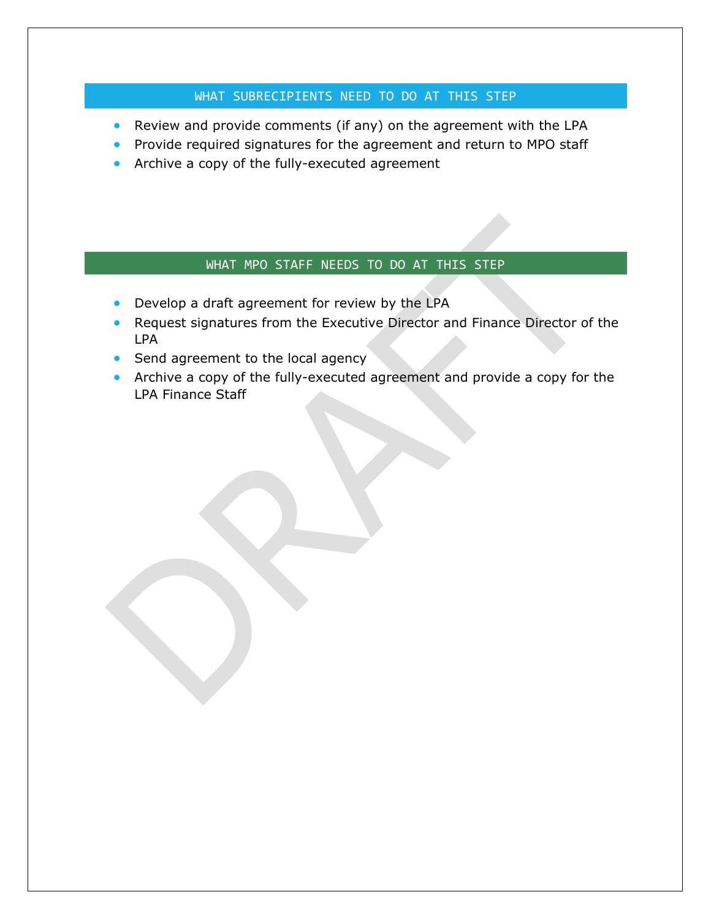## WHAT SUBRECIPIENTS NEED TO DO AT THIS STEP

- Review and provide comments (if any) on the agreement with the LPA
- Provide required signatures for the agreement and return to MPO staff
- Archive a copy of the fully-executed agreement

## WHAT MPO STAFF NEEDS TO DO AT THIS STEP

- Develop a draft agreement for review by the LPA
- Request signatures from the Executive Director and Finance Director of the LPA
- Send agreement to the local agency
- Archive a copy of the fully-executed agreement and provide a copy for the LPA Finance Staff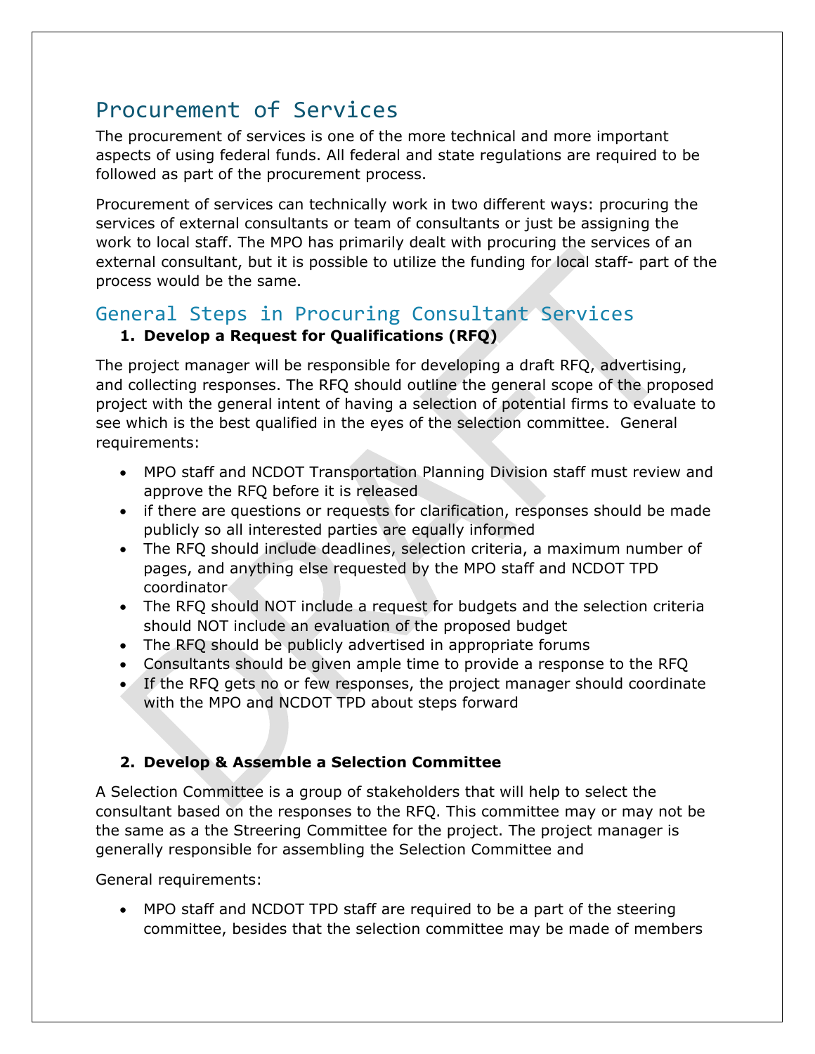# Procurement of Services

The procurement of services is one of the more technical and more important aspects of using federal funds. All federal and state regulations are required to be followed as part of the procurement process.

Procurement of services can technically work in two different ways: procuring the services of external consultants or team of consultants or just be assigning the work to local staff. The MPO has primarily dealt with procuring the services of an external consultant, but it is possible to utilize the funding for local staff- part of the process would be the same.

## General Steps in Procuring Consultant Services

1. **Develop a Request for Qualifications (RFQ)**

The project manager will be responsible for developing a draft RFQ, advertising, and collecting responses. The RFQ should outline the general scope of the proposed project with the general intent of having a selection of potential firms to evaluate to see which is the best qualified in the eyes of the selection committee. General requirements:

- MPO staff and NCDOT Transportation Planning Division staff must review and approve the RFQ before it is released
- if there are questions or requests for clarification, responses should be made publicly so all interested parties are equally informed
- The RFQ should include deadlines, selection criteria, a maximum number of pages, and anything else requested by the MPO staff and NCDOT TPD coordinator
- The RFQ should NOT include a request for budgets and the selection criteria should NOT include an evaluation of the proposed budget
- The RFQ should be publicly advertised in appropriate forums
- Consultants should be given ample time to provide a response to the RFQ
- If the RFQ gets no or few responses, the project manager should coordinate with the MPO and NCDOT TPD about steps forward

2. **Develop & Assemble a Selection Committee**

A Selection Committee is a group of stakeholders that will help to select the consultant based on the responses to the RFQ. This committee may or may not be the same as a the Streering Committee for the project. The project manager is generally responsible for assembling the Selection Committee and

General requirements:

- MPO staff and NCDOT TPD staff are required to be a part of the steering committee, besides that the selection committee may be made of members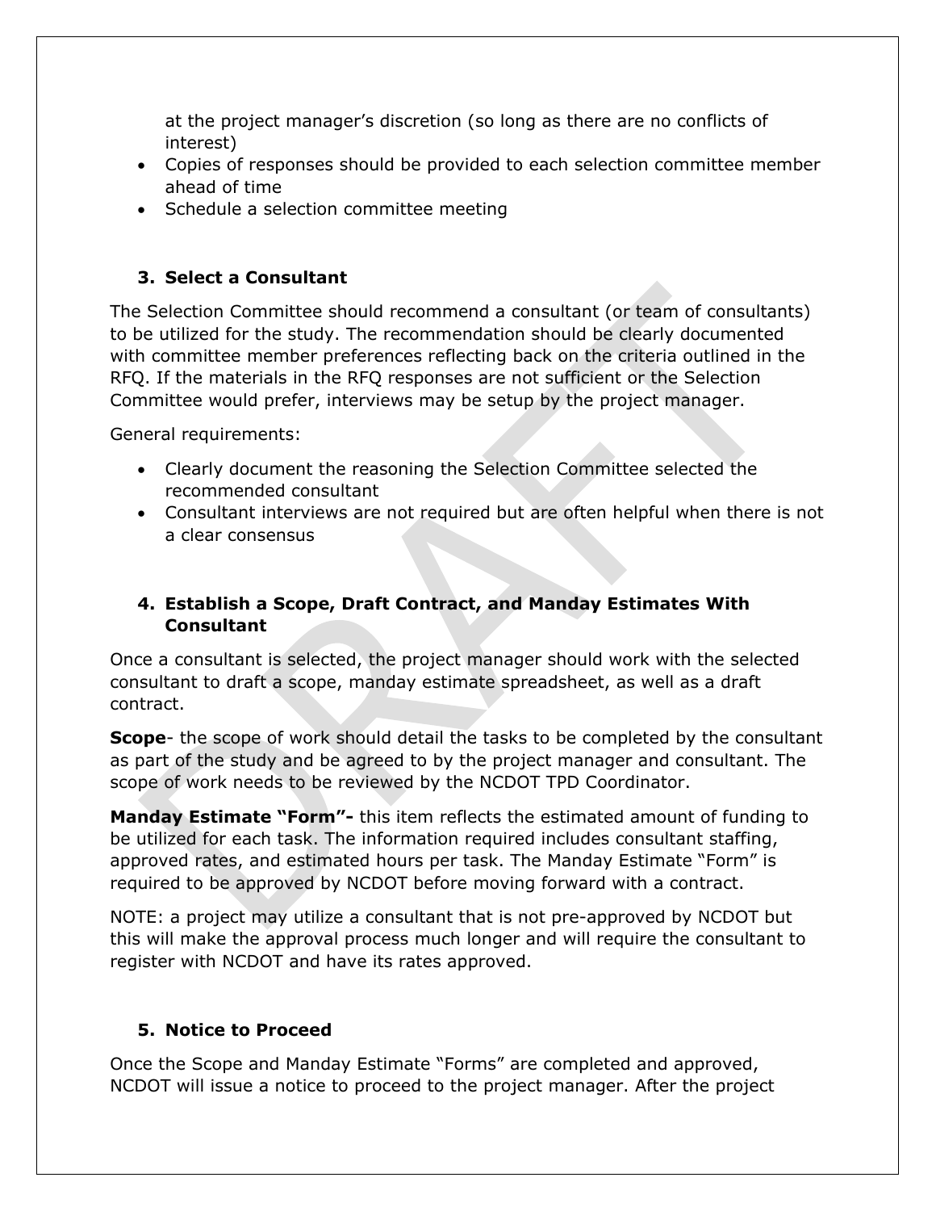at the project manager's discretion (so long as there are no conflicts of interest)

- Copies of responses should be provided to each selection committee member ahead of time
- Schedule a selection committee meeting

### 3. Select a Consultant

The Selection Committee should recommend a consultant (or team of consultants) to be utilized for the study. The recommendation should be clearly documented with committee member preferences reflecting back on the criteria outlined in the RFQ. If the materials in the RFQ responses are not sufficient or the Selection Committee would prefer, interviews may be setup by the project manager.

General requirements:

- Clearly document the reasoning the Selection Committee selected the recommended consultant
- Consultant interviews are not required but are often helpful when there is not a clear consensus

### 4. Establish a Scope, Draft Contract, and Manday Estimates With Consultant

Once a consultant is selected, the project manager should work with the selected consultant to draft a scope, manday estimate spreadsheet, as well as a draft contract.

**Scope**- the scope of work should detail the tasks to be completed by the consultant as part of the study and be agreed to by the project manager and consultant. The scope of work needs to be reviewed by the NCDOT TPD Coordinator.

**Manday Estimate "Form"-** this item reflects the estimated amount of funding to be utilized for each task. The information required includes consultant staffing, approved rates, and estimated hours per task. The Manday Estimate "Form" is required to be approved by NCDOT before moving forward with a contract.

NOTE: a project may utilize a consultant that is not pre-approved by NCDOT but this will make the approval process much longer and will require the consultant to register with NCDOT and have its rates approved.

### 5. Notice to Proceed

Once the Scope and Manday Estimate "Forms" are completed and approved, NCDOT will issue a notice to proceed to the project manager. After the project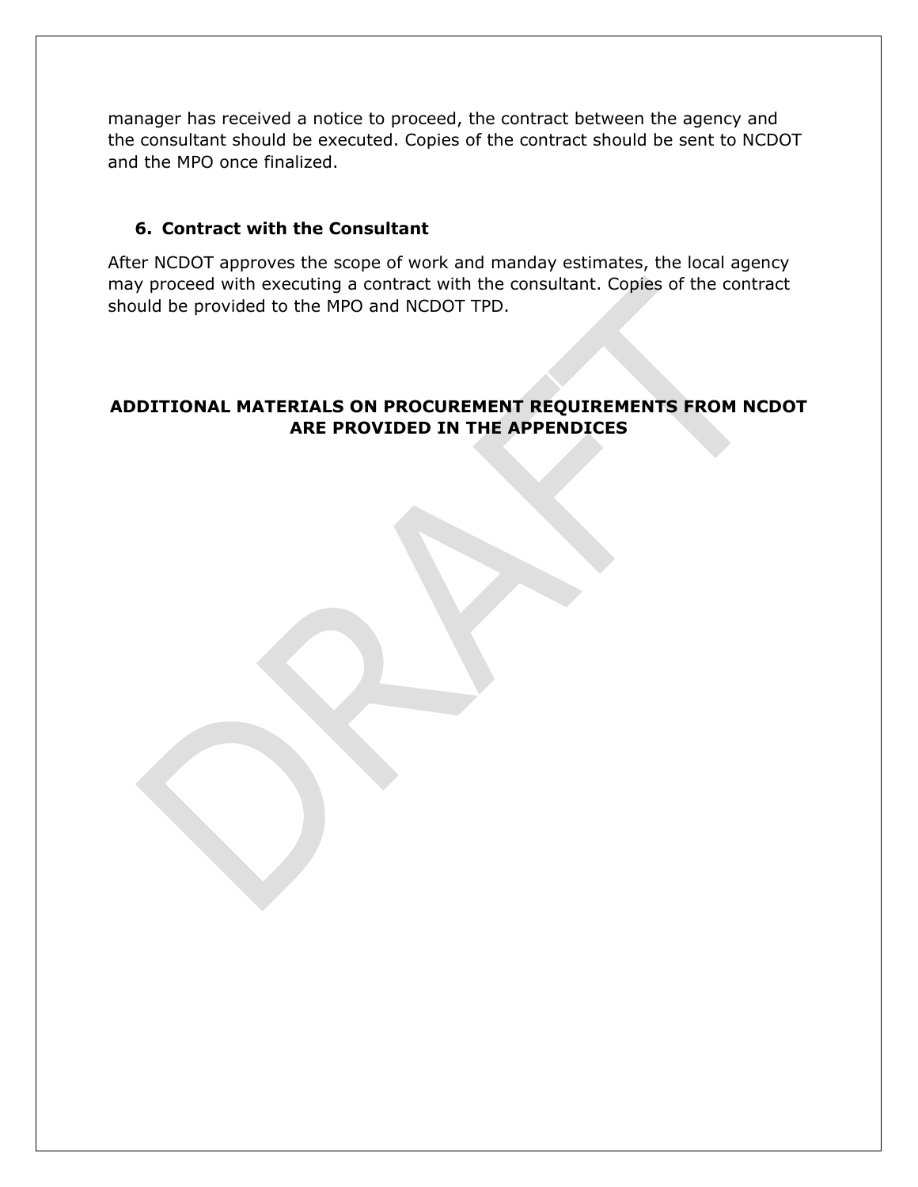manager has received a notice to proceed, the contract between the agency and the consultant should be executed. Copies of the contract should be sent to NCDOT and the MPO once finalized.

### 6. Contract with the Consultant

After NCDOT approves the scope of work and manday estimates, the local agency may proceed with executing a contract with the consultant. Copies of the contract should be provided to the MPO and NCDOT TPD.

**ADDITIONAL MATERIALS ON PROCUREMENT REQUIREMENTS FROM NCDOT ARE PROVIDED IN THE APPENDICES**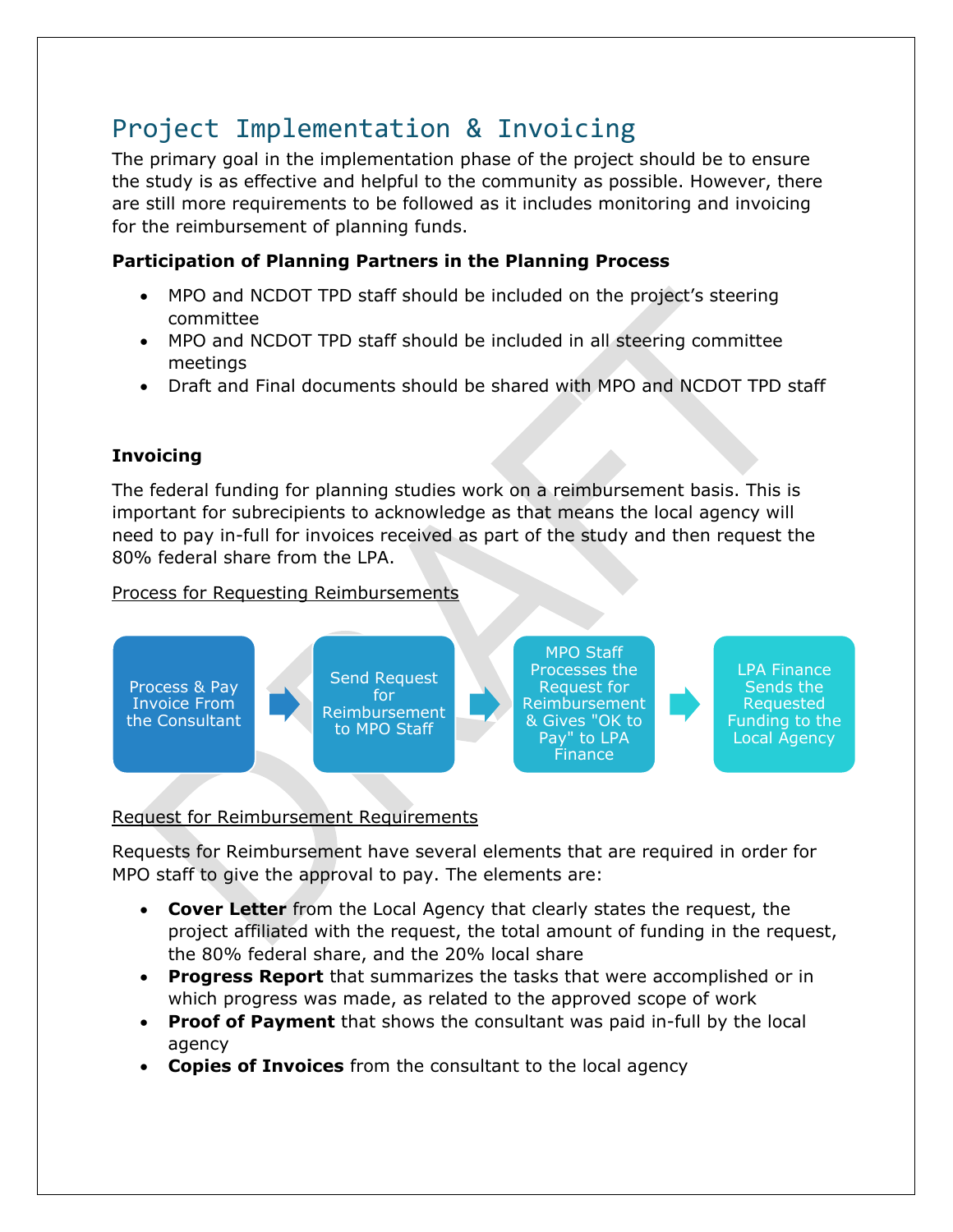# Project Implementation & Invoicing

The primary goal in the implementation phase of the project should be to ensure the study is as effective and helpful to the community as possible. However, there are still more requirements to be followed as it includes monitoring and invoicing for the reimbursement of planning funds.

**Participation of Planning Partners in the Planning Process**

- MPO and NCDOT TPD staff should be included on the project's steering committee
- MPO and NCDOT TPD staff should be included in all steering committee meetings
- Draft and Final documents should be shared with MPO and NCDOT TPD staff

**Invoicing**

The federal funding for planning studies work on a reimbursement basis. This is important for subrecipients to acknowledge as that means the local agency will need to pay in-full for invoices received as part of the study and then request the 80% federal share from the LPA.

Process for Requesting Reimbursements

Process & Pay Invoice From the Consultant → Send Request for Reimbursement to MPO Staff → MPO Staff Processes the Request for Reimbursement & Gives "OK to Pay" to LPA Finance → LPA Finance Sends the Requested Funding to the Local Agency

Request for Reimbursement Requirements

Requests for Reimbursement have several elements that are required in order for MPO staff to give the approval to pay. The elements are:

- **Cover Letter** from the Local Agency that clearly states the request, the project affiliated with the request, the total amount of funding in the request, the 80% federal share, and the 20% local share
- **Progress Report** that summarizes the tasks that were accomplished or in which progress was made, as related to the approved scope of work
- **Proof of Payment** that shows the consultant was paid in-full by the local agency
- **Copies of Invoices** from the consultant to the local agency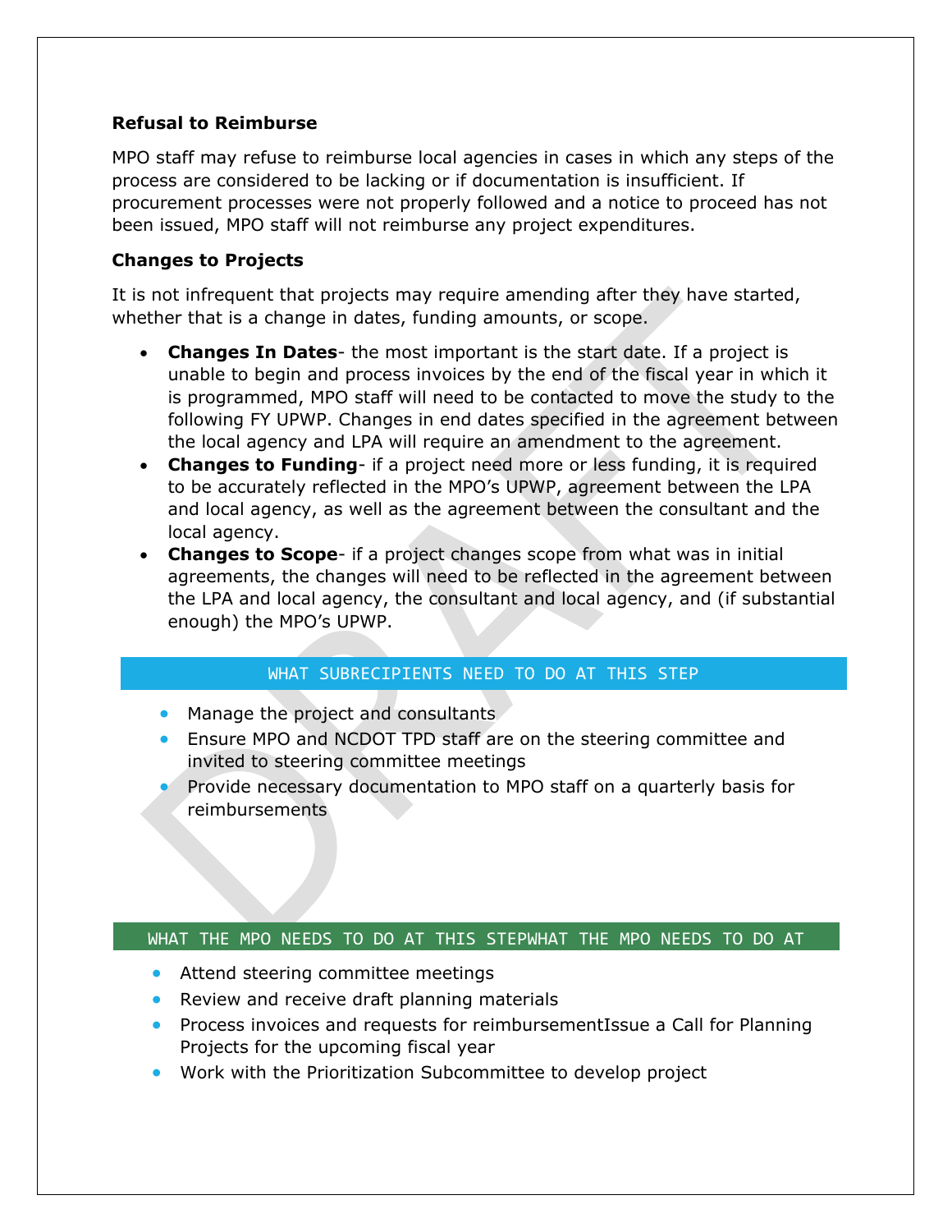**Refusal to Reimburse**

MPO staff may refuse to reimburse local agencies in cases in which any steps of the process are considered to be lacking or if documentation is insufficient. If procurement processes were not properly followed and a notice to proceed has not been issued, MPO staff will not reimburse any project expenditures.

**Changes to Projects**

It is not infrequent that projects may require amending after they have started, whether that is a change in dates, funding amounts, or scope.

- **Changes In Dates**- the most important is the start date. If a project is unable to begin and process invoices by the end of the fiscal year in which it is programmed, MPO staff will need to be contacted to move the study to the following FY UPWP. Changes in end dates specified in the agreement between the local agency and LPA will require an amendment to the agreement.
- **Changes to Funding**- if a project need more or less funding, it is required to be accurately reflected in the MPO's UPWP, agreement between the LPA and local agency, as well as the agreement between the consultant and the local agency.
- **Changes to Scope**- if a project changes scope from what was in initial agreements, the changes will need to be reflected in the agreement between the LPA and local agency, the consultant and local agency, and (if substantial enough) the MPO's UPWP.

WHAT SUBRECIPIENTS NEED TO DO AT THIS STEP

- Manage the project and consultants
- Ensure MPO and NCDOT TPD staff are on the steering committee and invited to steering committee meetings
- Provide necessary documentation to MPO staff on a quarterly basis for reimbursements

WHAT THE MPO NEEDS TO DO AT THIS STEPWHAT THE MPO NEEDS TO DO AT

- Attend steering committee meetings
- Review and receive draft planning materials
- Process invoices and requests for reimbursementIssue a Call for Planning Projects for the upcoming fiscal year
- Work with the Prioritization Subcommittee to develop project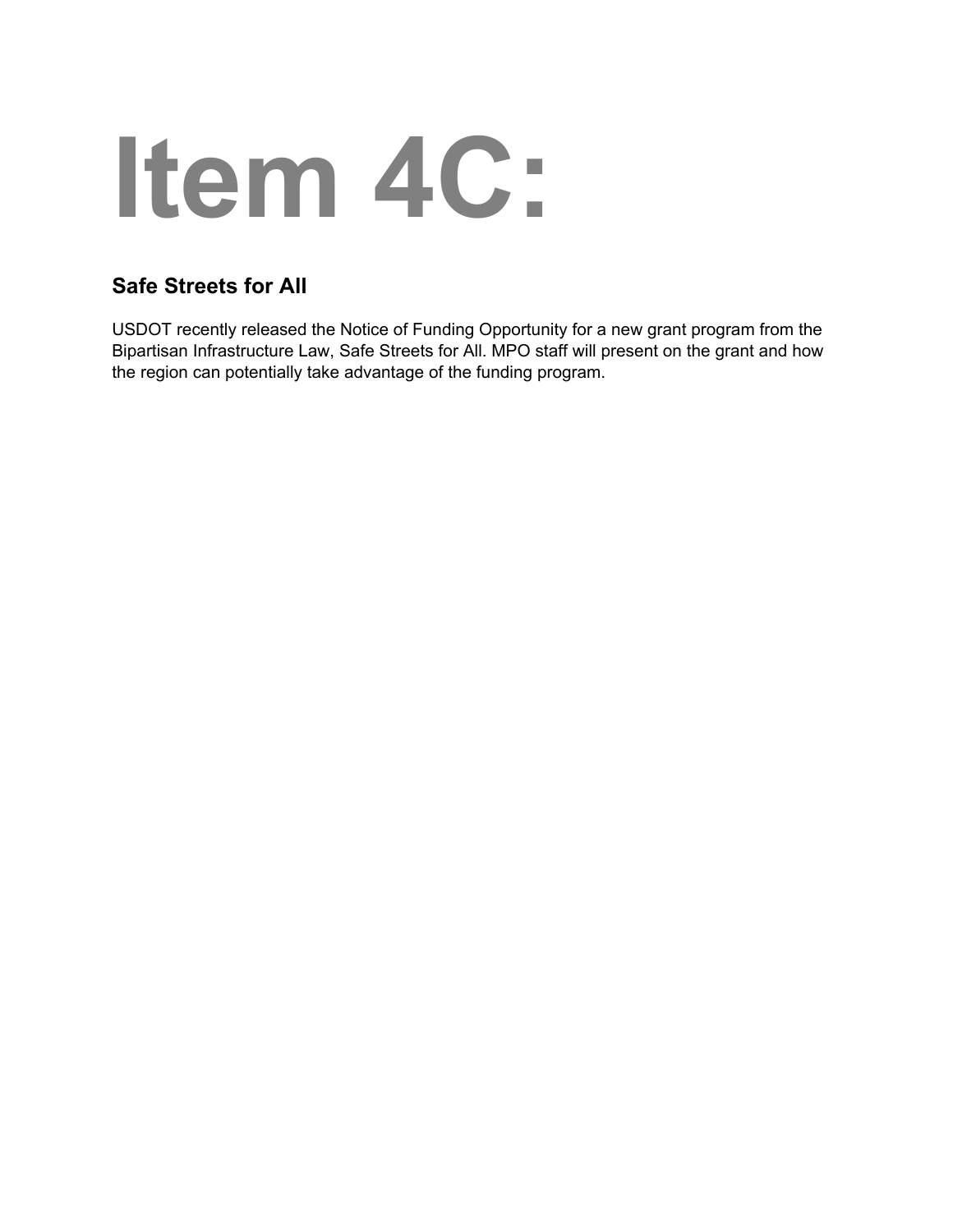# Item 4C:

## Safe Streets for All

USDOT recently released the Notice of Funding Opportunity for a new grant program from the Bipartisan Infrastructure Law, Safe Streets for All. MPO staff will present on the grant and how the region can potentially take advantage of the funding program.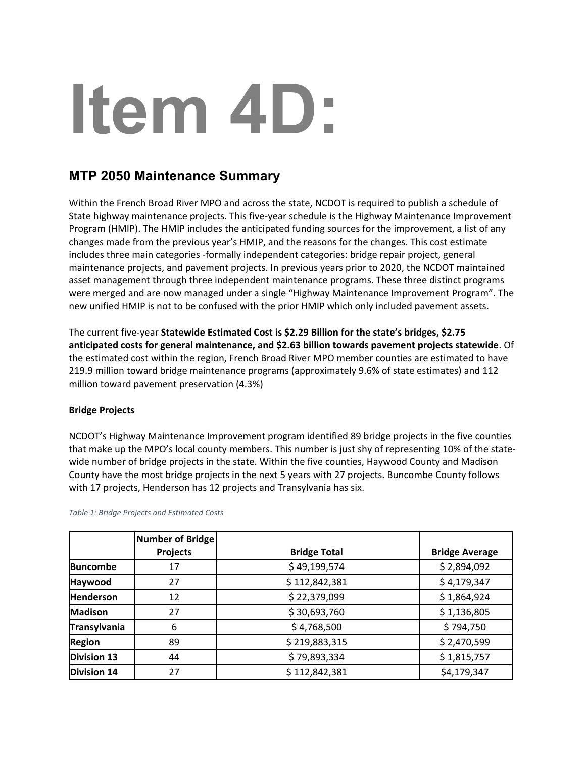# Item 4D:

## MTP 2050 Maintenance Summary

Within the French Broad River MPO and across the state, NCDOT is required to publish a schedule of State highway maintenance projects. This five-year schedule is the Highway Maintenance Improvement Program (HMIP). The HMIP includes the anticipated funding sources for the improvement, a list of any changes made from the previous year's HMIP, and the reasons for the changes. This cost estimate includes three main categories -formally independent categories: bridge repair project, general maintenance projects, and pavement projects. In previous years prior to 2020, the NCDOT maintained asset management through three independent maintenance programs. These three distinct programs were merged and are now managed under a single "Highway Maintenance Improvement Program". The new unified HMIP is not to be confused with the prior HMIP which only included pavement assets.

The current five-year **Statewide Estimated Cost is $2.29 Billion for the state's bridges, $2.75 anticipated costs for general maintenance, and $2.63 billion towards pavement projects statewide**. Of the estimated cost within the region, French Broad River MPO member counties are estimated to have 219.9 million toward bridge maintenance programs (approximately 9.6% of state estimates) and 112 million toward pavement preservation (4.3%)

**Bridge Projects**

NCDOT's Highway Maintenance Improvement program identified 89 bridge projects in the five counties that make up the MPO's local county members. This number is just shy of representing 10% of the state-wide number of bridge projects in the state. Within the five counties, Haywood County and Madison County have the most bridge projects in the next 5 years with 27 projects. Buncombe County follows with 17 projects, Henderson has 12 projects and Transylvania has six.

*Table 1: Bridge Projects and Estimated Costs*

| | Number of Bridge Projects | Bridge Total | Bridge Average |
|---|---|---|---|
| **Buncombe** | 17 | $ 49,199,574 | $ 2,894,092 |
| **Haywood** | 27 | $ 112,842,381 | $ 4,179,347 |
| **Henderson** | 12 | $ 22,379,099 | $ 1,864,924 |
| **Madison** | 27 | $ 30,693,760 | $ 1,136,805 |
| **Transylvania** | 6 | $ 4,768,500 | $ 794,750 |
| **Region** | 89 | $ 219,883,315 | $ 2,470,599 |
| **Division 13** | 44 | $ 79,893,334 | $ 1,815,757 |
| **Division 14** | 27 | $ 112,842,381 | $4,179,347 |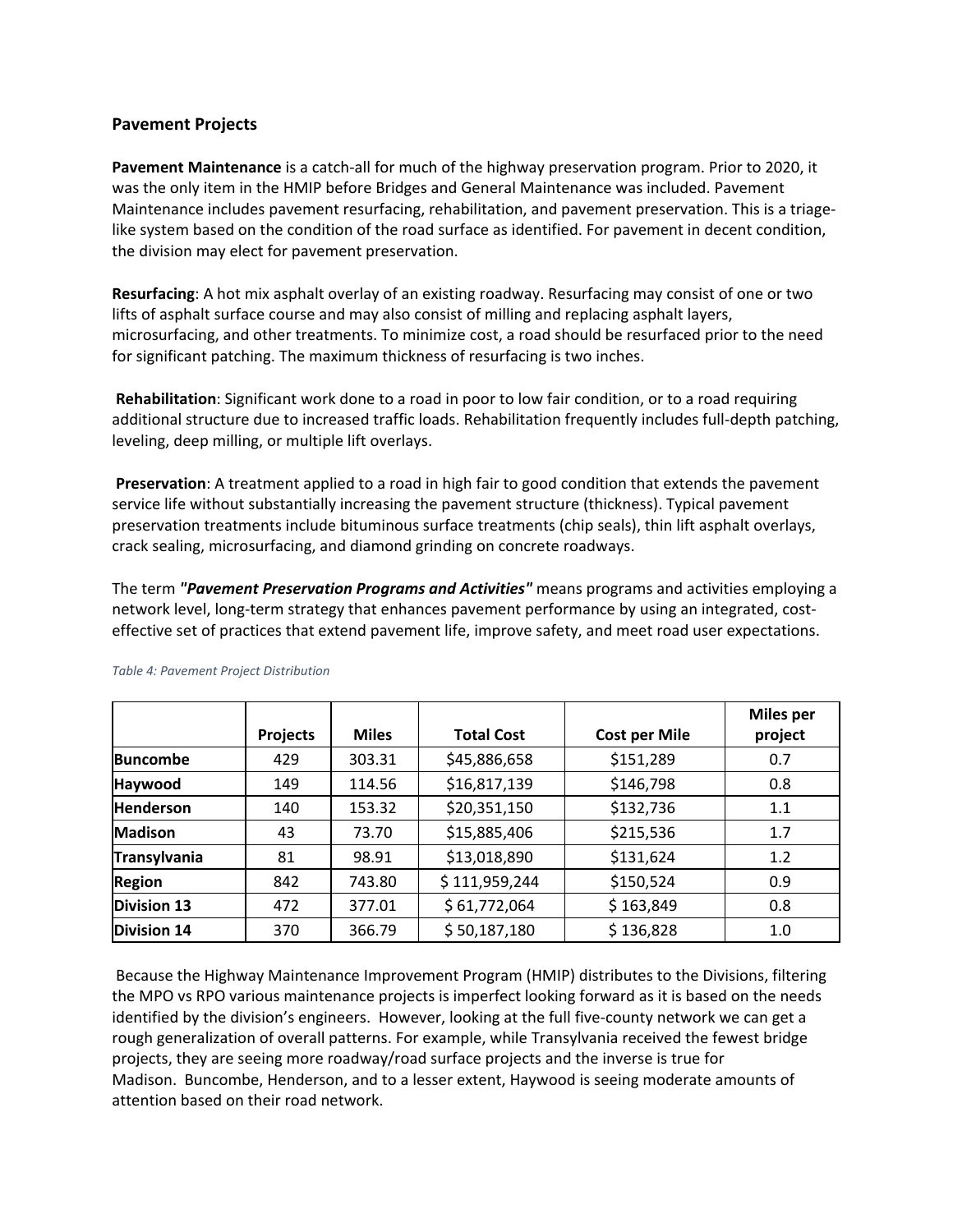## Pavement Projects

**Pavement Maintenance** is a catch-all for much of the highway preservation program. Prior to 2020, it was the only item in the HMIP before Bridges and General Maintenance was included. Pavement Maintenance includes pavement resurfacing, rehabilitation, and pavement preservation. This is a triage-like system based on the condition of the road surface as identified. For pavement in decent condition, the division may elect for pavement preservation.

**Resurfacing**: A hot mix asphalt overlay of an existing roadway. Resurfacing may consist of one or two lifts of asphalt surface course and may also consist of milling and replacing asphalt layers, microsurfacing, and other treatments. To minimize cost, a road should be resurfaced prior to the need for significant patching. The maximum thickness of resurfacing is two inches.

**Rehabilitation**: Significant work done to a road in poor to low fair condition, or to a road requiring additional structure due to increased traffic loads. Rehabilitation frequently includes full-depth patching, leveling, deep milling, or multiple lift overlays.

**Preservation**: A treatment applied to a road in high fair to good condition that extends the pavement service life without substantially increasing the pavement structure (thickness). Typical pavement preservation treatments include bituminous surface treatments (chip seals), thin lift asphalt overlays, crack sealing, microsurfacing, and diamond grinding on concrete roadways.

The term ***"Pavement Preservation Programs and Activities"*** means programs and activities employing a network level, long-term strategy that enhances pavement performance by using an integrated, cost-effective set of practices that extend pavement life, improve safety, and meet road user expectations.

*Table 4: Pavement Project Distribution*

| | Projects | Miles | Total Cost | Cost per Mile | Miles per project |
|---|---|---|---|---|---|
| **Buncombe** | 429 | 303.31 | $45,886,658 | $151,289 | 0.7 |
| **Haywood** | 149 | 114.56 | $16,817,139 | $146,798 | 0.8 |
| **Henderson** | 140 | 153.32 | $20,351,150 | $132,736 | 1.1 |
| **Madison** | 43 | 73.70 | $15,885,406 | $215,536 | 1.7 |
| **Transylvania** | 81 | 98.91 | $13,018,890 | $131,624 | 1.2 |
| **Region** | 842 | 743.80 | $ 111,959,244 | $150,524 | 0.9 |
| **Division 13** | 472 | 377.01 | $ 61,772,064 | $ 163,849 | 0.8 |
| **Division 14** | 370 | 366.79 | $ 50,187,180 | $ 136,828 | 1.0 |

Because the Highway Maintenance Improvement Program (HMIP) distributes to the Divisions, filtering the MPO vs RPO various maintenance projects is imperfect looking forward as it is based on the needs identified by the division's engineers. However, looking at the full five-county network we can get a rough generalization of overall patterns. For example, while Transylvania received the fewest bridge projects, they are seeing more roadway/road surface projects and the inverse is true for Madison. Buncombe, Henderson, and to a lesser extent, Haywood is seeing moderate amounts of attention based on their road network.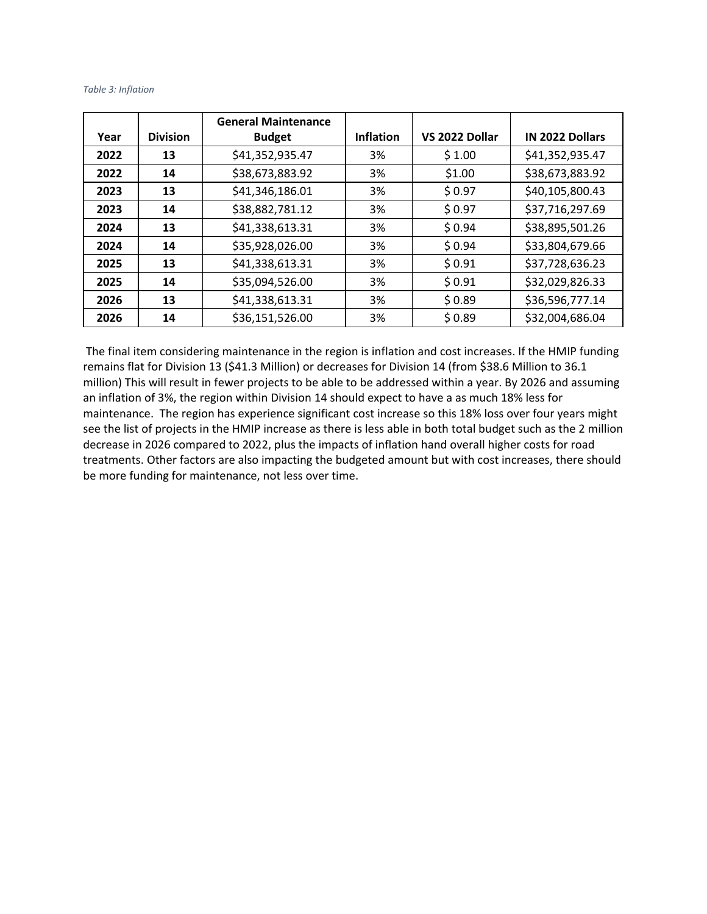*Table 3: Inflation*

| Year | Division | General Maintenance Budget | Inflation | VS 2022 Dollar | IN 2022 Dollars |
|---|---|---|---|---|---|
| **2022** | **13** | $41,352,935.47 | 3% | $ 1.00 | $41,352,935.47 |
| **2022** | **14** | $38,673,883.92 | 3% | $1.00 | $38,673,883.92 |
| **2023** | **13** | $41,346,186.01 | 3% | $ 0.97 | $40,105,800.43 |
| **2023** | **14** | $38,882,781.12 | 3% | $ 0.97 | $37,716,297.69 |
| **2024** | **13** | $41,338,613.31 | 3% | $ 0.94 | $38,895,501.26 |
| **2024** | **14** | $35,928,026.00 | 3% | $ 0.94 | $33,804,679.66 |
| **2025** | **13** | $41,338,613.31 | 3% | $ 0.91 | $37,728,636.23 |
| **2025** | **14** | $35,094,526.00 | 3% | $ 0.91 | $32,029,826.33 |
| **2026** | **13** | $41,338,613.31 | 3% | $ 0.89 | $36,596,777.14 |
| **2026** | **14** | $36,151,526.00 | 3% | $ 0.89 | $32,004,686.04 |

The final item considering maintenance in the region is inflation and cost increases. If the HMIP funding remains flat for Division 13 ($41.3 Million) or decreases for Division 14 (from $38.6 Million to 36.1 million) This will result in fewer projects to be able to be addressed within a year. By 2026 and assuming an inflation of 3%, the region within Division 14 should expect to have a as much 18% less for maintenance. The region has experience significant cost increase so this 18% loss over four years might see the list of projects in the HMIP increase as there is less able in both total budget such as the 2 million decrease in 2026 compared to 2022, plus the impacts of inflation hand overall higher costs for road treatments. Other factors are also impacting the budgeted amount but with cost increases, there should be more funding for maintenance, not less over time.